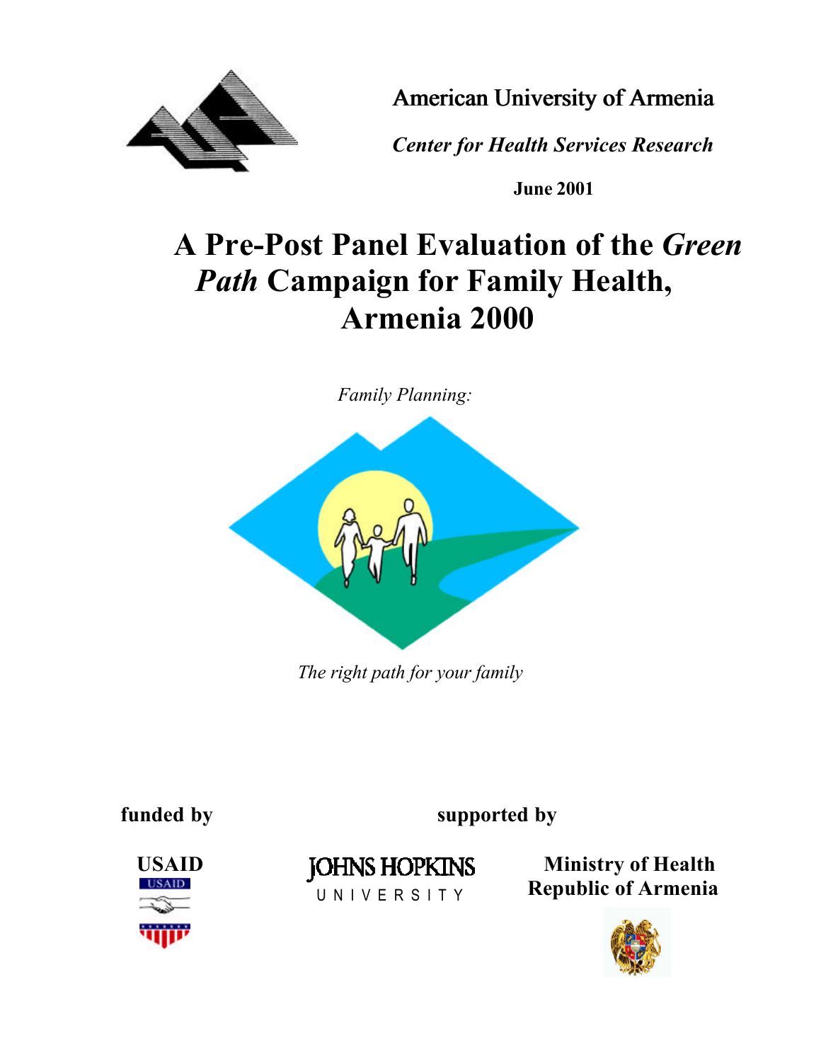American University of Armenia

*Center for Health Services Research*

**June 2001**

# A Pre-Post Panel Evaluation of the *Green Path* Campaign for Family Health, Armenia 2000

*Family Planning:*

*The right path for your family*

**funded by**

**USAID**

**supported by**

JOHNS HOPKINS
UNIVERSITY

**Ministry of Health**
**Republic of Armenia**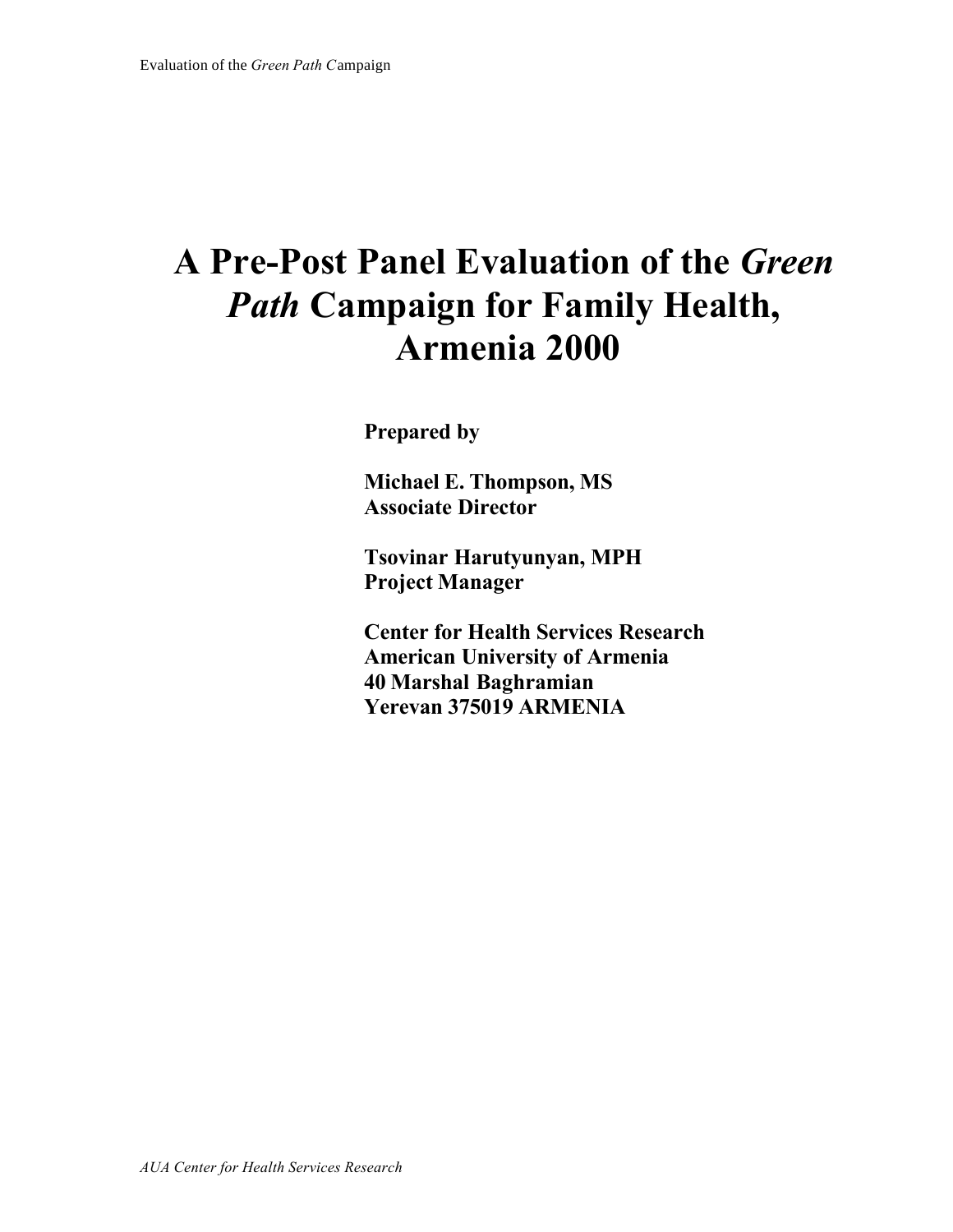# A Pre-Post Panel Evaluation of the *Green Path* Campaign for Family Health, Armenia 2000

**Prepared by**

**Michael E. Thompson, MS**
**Associate Director**

**Tsovinar Harutyunyan, MPH**
**Project Manager**

**Center for Health Services Research**
**American University of Armenia**
**40 Marshal Baghramian**
**Yerevan 375019 ARMENIA**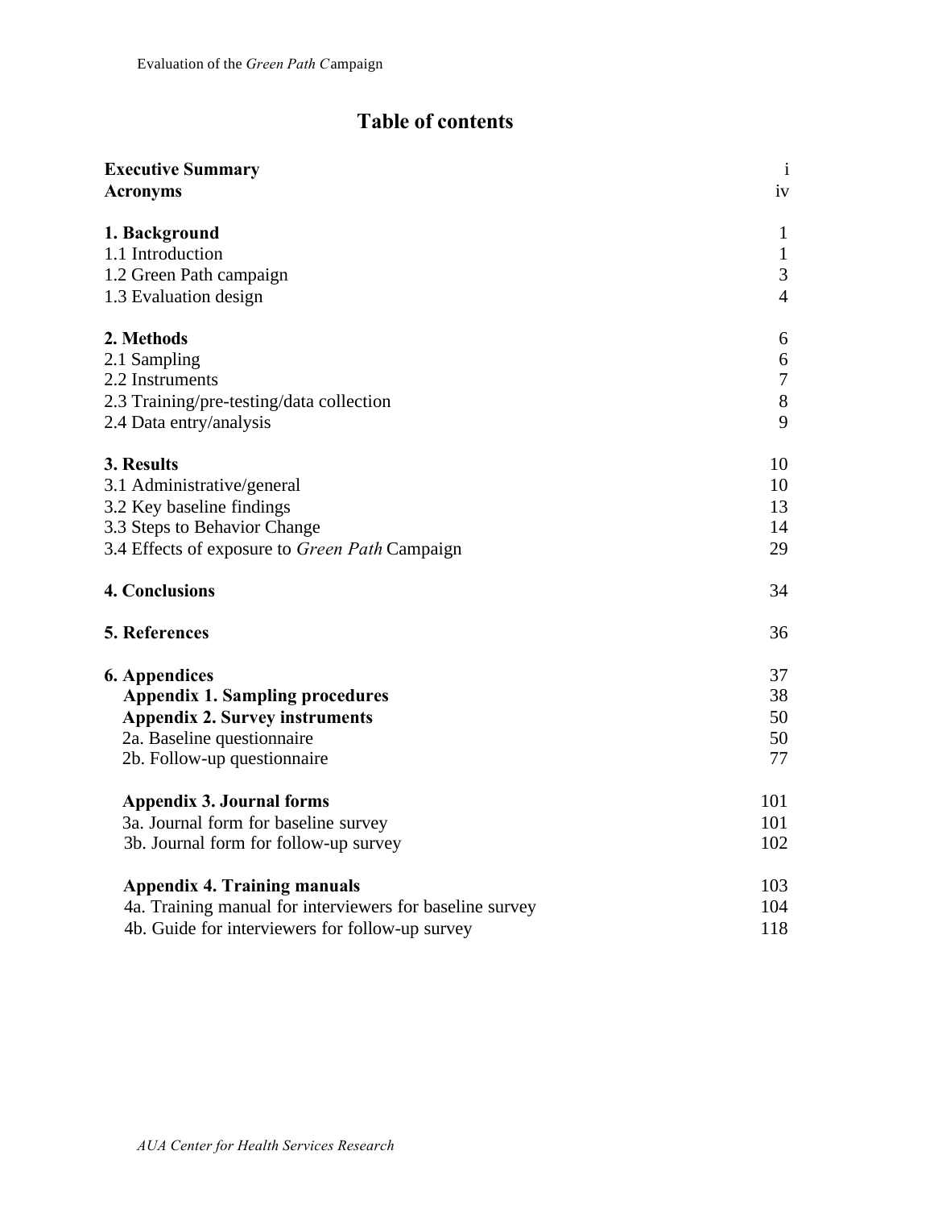# Table of contents

| | |
|---|---|
| **Executive Summary** | i |
| **Acronyms** | iv |
| | |
| **1. Background** | 1 |
| 1.1 Introduction | 1 |
| 1.2 Green Path campaign | 3 |
| 1.3 Evaluation design | 4 |
| | |
| **2. Methods** | 6 |
| 2.1 Sampling | 6 |
| 2.2 Instruments | 7 |
| 2.3 Training/pre-testing/data collection | 8 |
| 2.4 Data entry/analysis | 9 |
| | |
| **3. Results** | 10 |
| 3.1 Administrative/general | 10 |
| 3.2 Key baseline findings | 13 |
| 3.3 Steps to Behavior Change | 14 |
| 3.4 Effects of exposure to *Green Path* Campaign | 29 |
| | |
| **4. Conclusions** | 34 |
| | |
| **5. References** | 36 |
| | |
| **6. Appendices** | 37 |
| **Appendix 1. Sampling procedures** | 38 |
| **Appendix 2. Survey instruments** | 50 |
| 2a. Baseline questionnaire | 50 |
| 2b. Follow-up questionnaire | 77 |
| | |
| **Appendix 3. Journal forms** | 101 |
| 3a. Journal form for baseline survey | 101 |
| 3b. Journal form for follow-up survey | 102 |
| | |
| **Appendix 4. Training manuals** | 103 |
| 4a. Training manual for interviewers for baseline survey | 104 |
| 4b. Guide for interviewers for follow-up survey | 118 |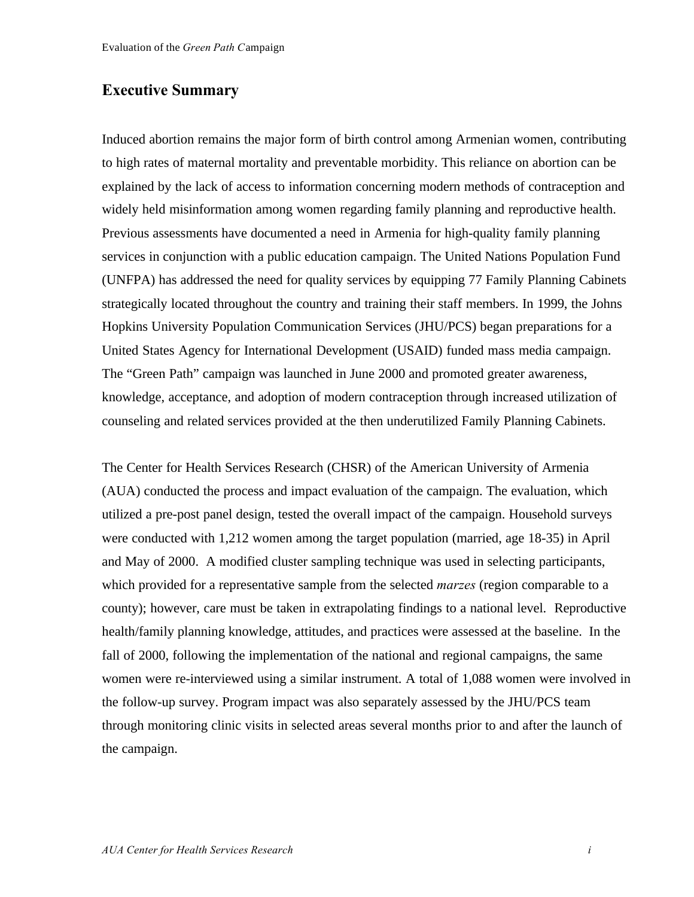## Executive Summary

Induced abortion remains the major form of birth control among Armenian women, contributing to high rates of maternal mortality and preventable morbidity. This reliance on abortion can be explained by the lack of access to information concerning modern methods of contraception and widely held misinformation among women regarding family planning and reproductive health. Previous assessments have documented a need in Armenia for high-quality family planning services in conjunction with a public education campaign. The United Nations Population Fund (UNFPA) has addressed the need for quality services by equipping 77 Family Planning Cabinets strategically located throughout the country and training their staff members. In 1999, the Johns Hopkins University Population Communication Services (JHU/PCS) began preparations for a United States Agency for International Development (USAID) funded mass media campaign. The "Green Path" campaign was launched in June 2000 and promoted greater awareness, knowledge, acceptance, and adoption of modern contraception through increased utilization of counseling and related services provided at the then underutilized Family Planning Cabinets.

The Center for Health Services Research (CHSR) of the American University of Armenia (AUA) conducted the process and impact evaluation of the campaign. The evaluation, which utilized a pre-post panel design, tested the overall impact of the campaign. Household surveys were conducted with 1,212 women among the target population (married, age 18-35) in April and May of 2000. A modified cluster sampling technique was used in selecting participants, which provided for a representative sample from the selected *marzes* (region comparable to a county); however, care must be taken in extrapolating findings to a national level. Reproductive health/family planning knowledge, attitudes, and practices were assessed at the baseline. In the fall of 2000, following the implementation of the national and regional campaigns, the same women were re-interviewed using a similar instrument. A total of 1,088 women were involved in the follow-up survey. Program impact was also separately assessed by the JHU/PCS team through monitoring clinic visits in selected areas several months prior to and after the launch of the campaign.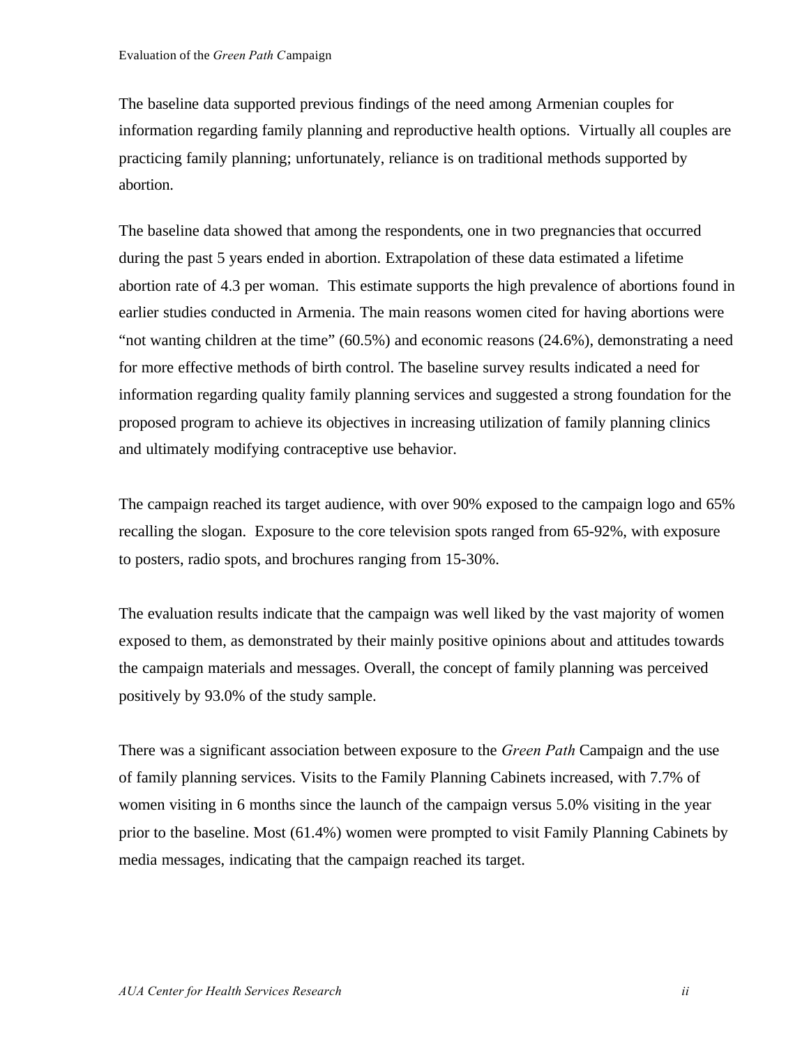The baseline data supported previous findings of the need among Armenian couples for information regarding family planning and reproductive health options. Virtually all couples are practicing family planning; unfortunately, reliance is on traditional methods supported by abortion.

The baseline data showed that among the respondents, one in two pregnancies that occurred during the past 5 years ended in abortion. Extrapolation of these data estimated a lifetime abortion rate of 4.3 per woman. This estimate supports the high prevalence of abortions found in earlier studies conducted in Armenia. The main reasons women cited for having abortions were "not wanting children at the time" (60.5%) and economic reasons (24.6%), demonstrating a need for more effective methods of birth control. The baseline survey results indicated a need for information regarding quality family planning services and suggested a strong foundation for the proposed program to achieve its objectives in increasing utilization of family planning clinics and ultimately modifying contraceptive use behavior.

The campaign reached its target audience, with over 90% exposed to the campaign logo and 65% recalling the slogan. Exposure to the core television spots ranged from 65-92%, with exposure to posters, radio spots, and brochures ranging from 15-30%.

The evaluation results indicate that the campaign was well liked by the vast majority of women exposed to them, as demonstrated by their mainly positive opinions about and attitudes towards the campaign materials and messages. Overall, the concept of family planning was perceived positively by 93.0% of the study sample.

There was a significant association between exposure to the *Green Path* Campaign and the use of family planning services. Visits to the Family Planning Cabinets increased, with 7.7% of women visiting in 6 months since the launch of the campaign versus 5.0% visiting in the year prior to the baseline. Most (61.4%) women were prompted to visit Family Planning Cabinets by media messages, indicating that the campaign reached its target.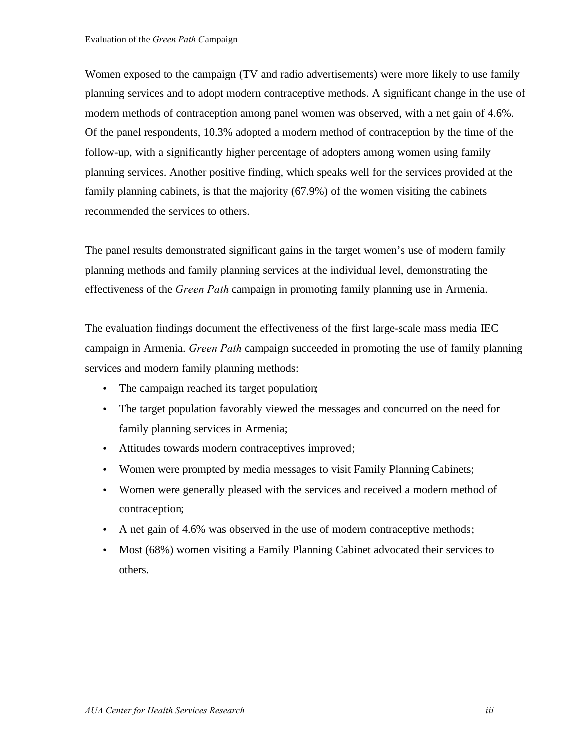Women exposed to the campaign (TV and radio advertisements) were more likely to use family planning services and to adopt modern contraceptive methods. A significant change in the use of modern methods of contraception among panel women was observed, with a net gain of 4.6%. Of the panel respondents, 10.3% adopted a modern method of contraception by the time of the follow-up, with a significantly higher percentage of adopters among women using family planning services. Another positive finding, which speaks well for the services provided at the family planning cabinets, is that the majority (67.9%) of the women visiting the cabinets recommended the services to others.

The panel results demonstrated significant gains in the target women's use of modern family planning methods and family planning services at the individual level, demonstrating the effectiveness of the *Green Path* campaign in promoting family planning use in Armenia.

The evaluation findings document the effectiveness of the first large-scale mass media IEC campaign in Armenia. *Green Path* campaign succeeded in promoting the use of family planning services and modern family planning methods:

- The campaign reached its target population;
- The target population favorably viewed the messages and concurred on the need for family planning services in Armenia;
- Attitudes towards modern contraceptives improved;
- Women were prompted by media messages to visit Family Planning Cabinets;
- Women were generally pleased with the services and received a modern method of contraception;
- A net gain of 4.6% was observed in the use of modern contraceptive methods;
- Most (68%) women visiting a Family Planning Cabinet advocated their services to others.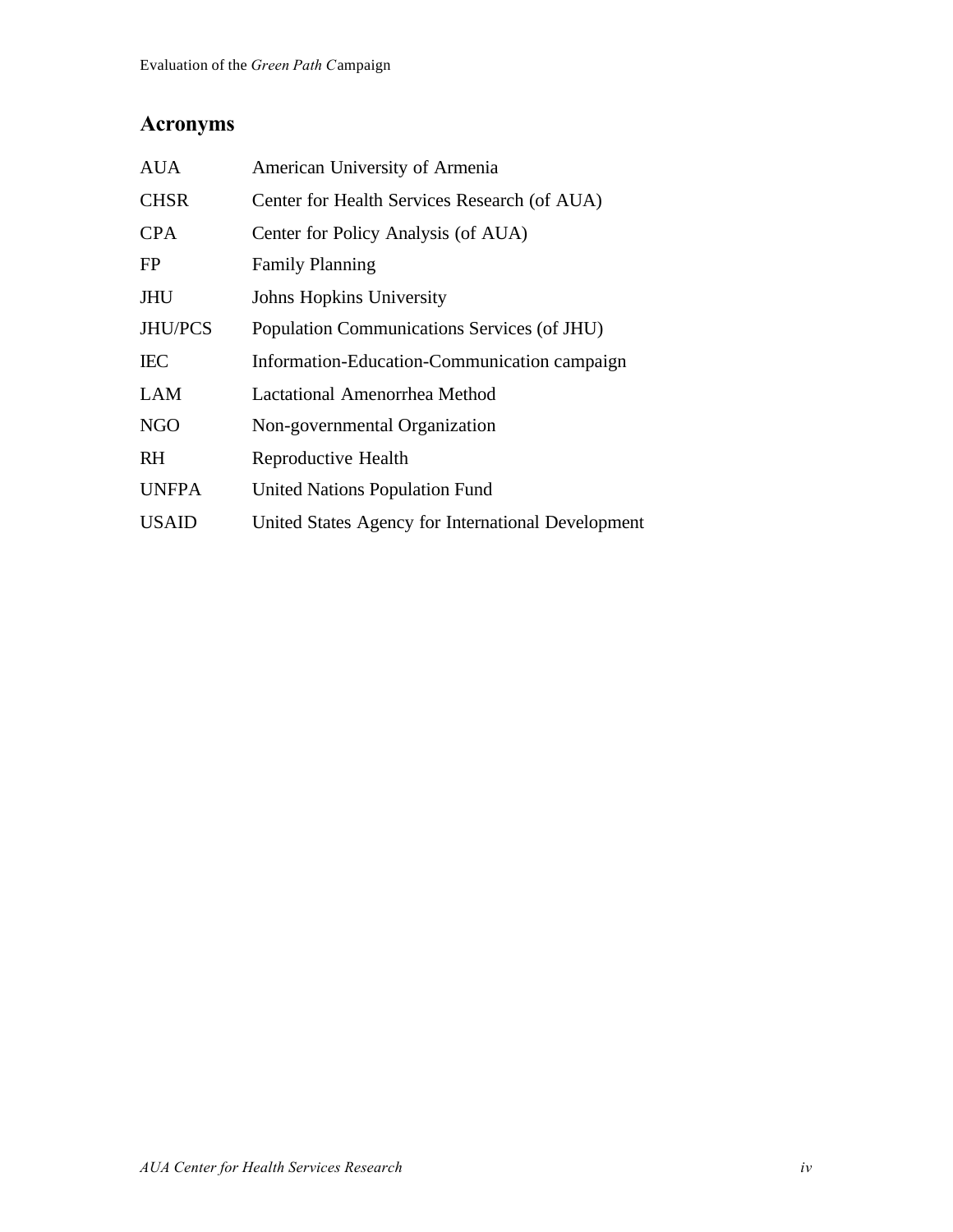## Acronyms

| | |
|---|---|
| AUA | American University of Armenia |
| CHSR | Center for Health Services Research (of AUA) |
| CPA | Center for Policy Analysis (of AUA) |
| FP | Family Planning |
| JHU | Johns Hopkins University |
| JHU/PCS | Population Communications Services (of JHU) |
| IEC | Information-Education-Communication campaign |
| LAM | Lactational Amenorrhea Method |
| NGO | Non-governmental Organization |
| RH | Reproductive Health |
| UNFPA | United Nations Population Fund |
| USAID | United States Agency for International Development |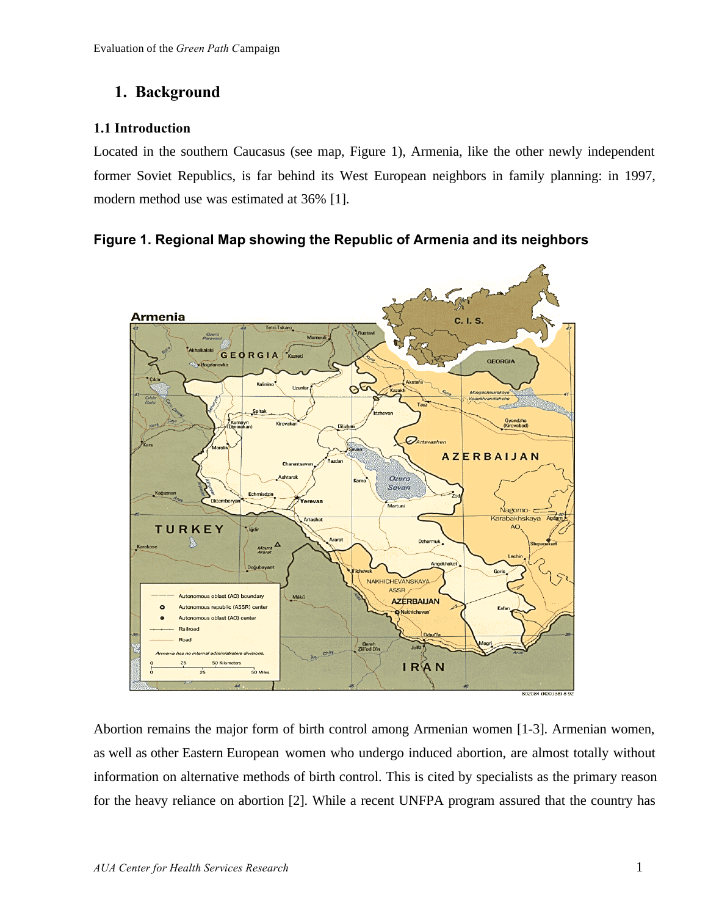# 1. Background

## 1.1 Introduction

Located in the southern Caucasus (see map, Figure 1), Armenia, like the other newly independent former Soviet Republics, is far behind its West European neighbors in family planning: in 1997, modern method use was estimated at 36% [1].

**Figure 1. Regional Map showing the Republic of Armenia and its neighbors**

Abortion remains the major form of birth control among Armenian women [1-3]. Armenian women, as well as other Eastern European women who undergo induced abortion, are almost totally without information on alternative methods of birth control. This is cited by specialists as the primary reason for the heavy reliance on abortion [2]. While a recent UNFPA program assured that the country has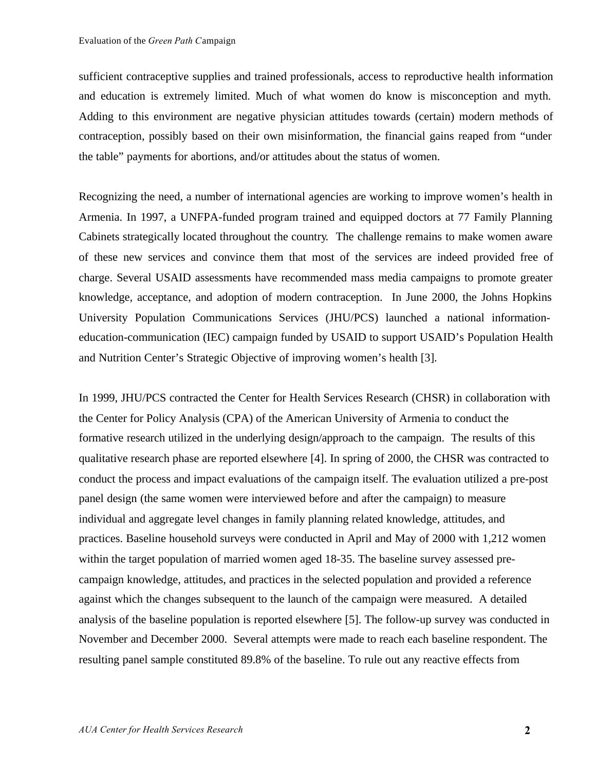sufficient contraceptive supplies and trained professionals, access to reproductive health information and education is extremely limited. Much of what women do know is misconception and myth. Adding to this environment are negative physician attitudes towards (certain) modern methods of contraception, possibly based on their own misinformation, the financial gains reaped from "under the table" payments for abortions, and/or attitudes about the status of women.

Recognizing the need, a number of international agencies are working to improve women's health in Armenia. In 1997, a UNFPA-funded program trained and equipped doctors at 77 Family Planning Cabinets strategically located throughout the country. The challenge remains to make women aware of these new services and convince them that most of the services are indeed provided free of charge. Several USAID assessments have recommended mass media campaigns to promote greater knowledge, acceptance, and adoption of modern contraception. In June 2000, the Johns Hopkins University Population Communications Services (JHU/PCS) launched a national information-education-communication (IEC) campaign funded by USAID to support USAID's Population Health and Nutrition Center's Strategic Objective of improving women's health [3].

In 1999, JHU/PCS contracted the Center for Health Services Research (CHSR) in collaboration with the Center for Policy Analysis (CPA) of the American University of Armenia to conduct the formative research utilized in the underlying design/approach to the campaign. The results of this qualitative research phase are reported elsewhere [4]. In spring of 2000, the CHSR was contracted to conduct the process and impact evaluations of the campaign itself. The evaluation utilized a pre-post panel design (the same women were interviewed before and after the campaign) to measure individual and aggregate level changes in family planning related knowledge, attitudes, and practices. Baseline household surveys were conducted in April and May of 2000 with 1,212 women within the target population of married women aged 18-35. The baseline survey assessed pre-campaign knowledge, attitudes, and practices in the selected population and provided a reference against which the changes subsequent to the launch of the campaign were measured. A detailed analysis of the baseline population is reported elsewhere [5]. The follow-up survey was conducted in November and December 2000. Several attempts were made to reach each baseline respondent. The resulting panel sample constituted 89.8% of the baseline. To rule out any reactive effects from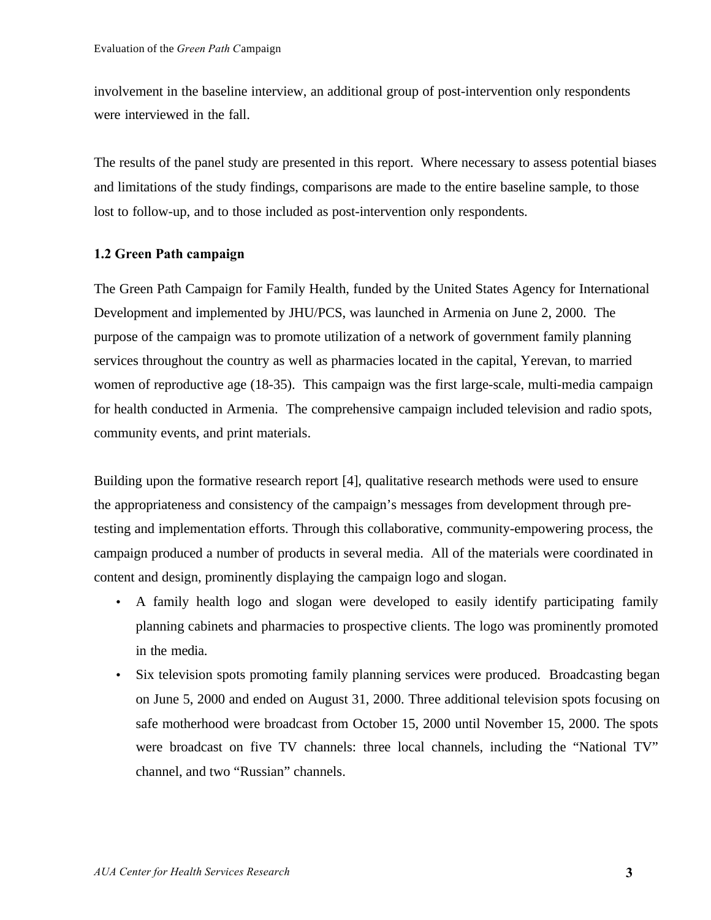involvement in the baseline interview, an additional group of post-intervention only respondents were interviewed in the fall.

The results of the panel study are presented in this report. Where necessary to assess potential biases and limitations of the study findings, comparisons are made to the entire baseline sample, to those lost to follow-up, and to those included as post-intervention only respondents.

### 1.2 Green Path campaign

The Green Path Campaign for Family Health, funded by the United States Agency for International Development and implemented by JHU/PCS, was launched in Armenia on June 2, 2000. The purpose of the campaign was to promote utilization of a network of government family planning services throughout the country as well as pharmacies located in the capital, Yerevan, to married women of reproductive age (18-35). This campaign was the first large-scale, multi-media campaign for health conducted in Armenia. The comprehensive campaign included television and radio spots, community events, and print materials.

Building upon the formative research report [4], qualitative research methods were used to ensure the appropriateness and consistency of the campaign's messages from development through pre-testing and implementation efforts. Through this collaborative, community-empowering process, the campaign produced a number of products in several media. All of the materials were coordinated in content and design, prominently displaying the campaign logo and slogan.

- A family health logo and slogan were developed to easily identify participating family planning cabinets and pharmacies to prospective clients. The logo was prominently promoted in the media.
- Six television spots promoting family planning services were produced. Broadcasting began on June 5, 2000 and ended on August 31, 2000. Three additional television spots focusing on safe motherhood were broadcast from October 15, 2000 until November 15, 2000. The spots were broadcast on five TV channels: three local channels, including the "National TV" channel, and two "Russian" channels.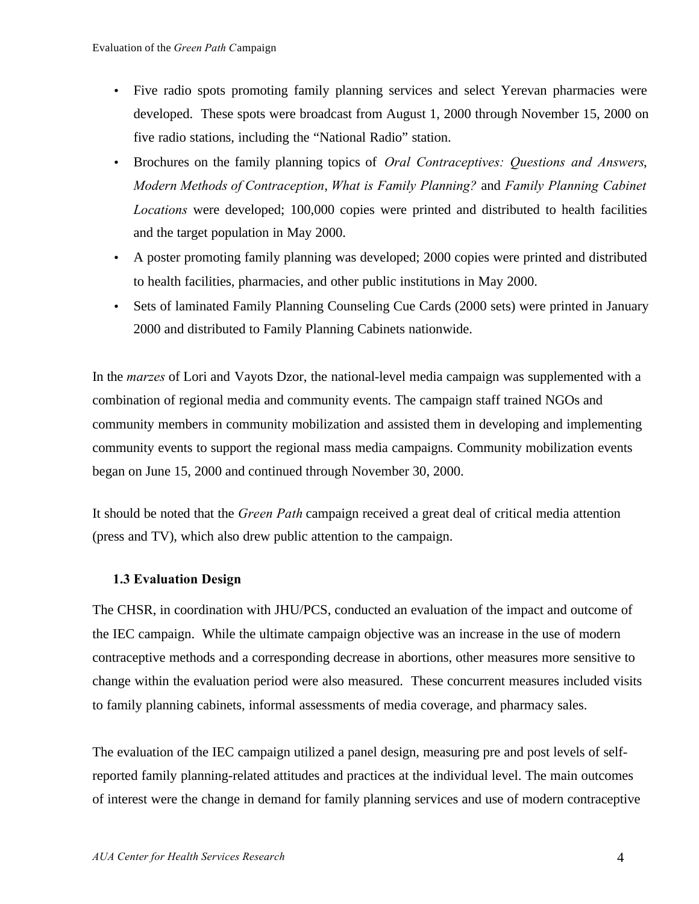- Five radio spots promoting family planning services and select Yerevan pharmacies were developed. These spots were broadcast from August 1, 2000 through November 15, 2000 on five radio stations, including the "National Radio" station.
- Brochures on the family planning topics of *Oral Contraceptives: Questions and Answers*, *Modern Methods of Contraception*, *What is Family Planning?* and *Family Planning Cabinet Locations* were developed; 100,000 copies were printed and distributed to health facilities and the target population in May 2000.
- A poster promoting family planning was developed; 2000 copies were printed and distributed to health facilities, pharmacies, and other public institutions in May 2000.
- Sets of laminated Family Planning Counseling Cue Cards (2000 sets) were printed in January 2000 and distributed to Family Planning Cabinets nationwide.

In the *marzes* of Lori and Vayots Dzor, the national-level media campaign was supplemented with a combination of regional media and community events. The campaign staff trained NGOs and community members in community mobilization and assisted them in developing and implementing community events to support the regional mass media campaigns. Community mobilization events began on June 15, 2000 and continued through November 30, 2000.

It should be noted that the *Green Path* campaign received a great deal of critical media attention (press and TV), which also drew public attention to the campaign.

### 1.3 Evaluation Design

The CHSR, in coordination with JHU/PCS, conducted an evaluation of the impact and outcome of the IEC campaign. While the ultimate campaign objective was an increase in the use of modern contraceptive methods and a corresponding decrease in abortions, other measures more sensitive to change within the evaluation period were also measured. These concurrent measures included visits to family planning cabinets, informal assessments of media coverage, and pharmacy sales.

The evaluation of the IEC campaign utilized a panel design, measuring pre and post levels of self-reported family planning-related attitudes and practices at the individual level. The main outcomes of interest were the change in demand for family planning services and use of modern contraceptive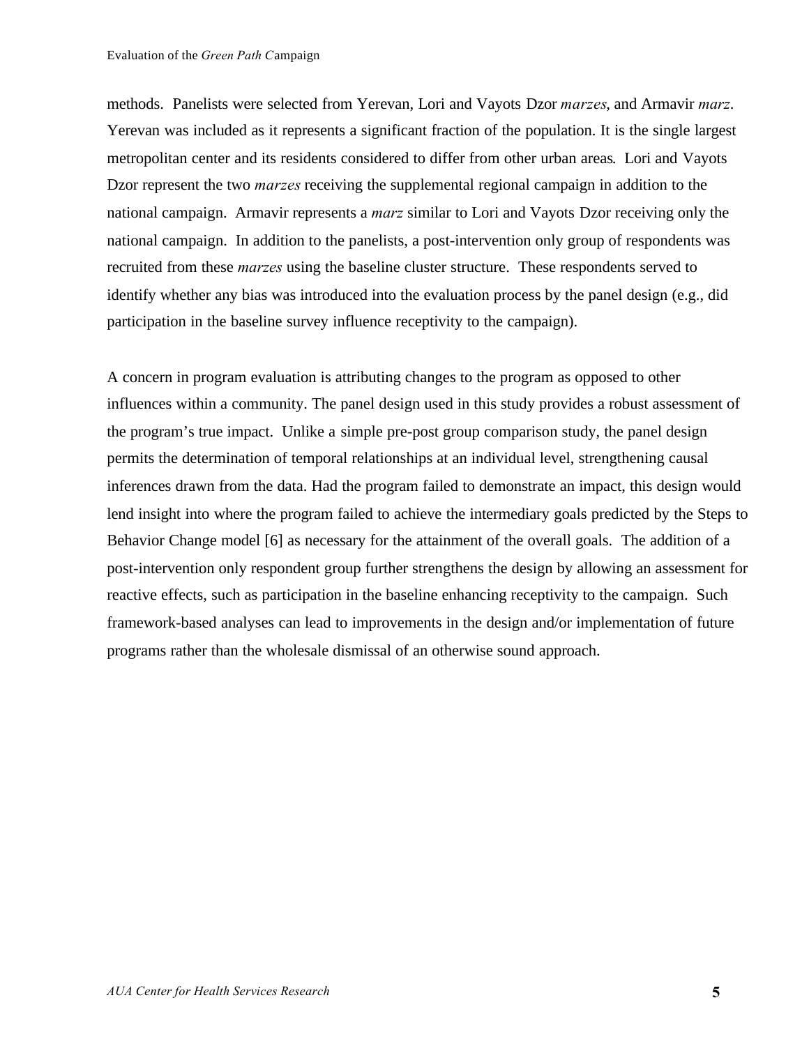methods. Panelists were selected from Yerevan, Lori and Vayots Dzor *marzes*, and Armavir *marz*. Yerevan was included as it represents a significant fraction of the population. It is the single largest metropolitan center and its residents considered to differ from other urban areas. Lori and Vayots Dzor represent the two *marzes* receiving the supplemental regional campaign in addition to the national campaign. Armavir represents a *marz* similar to Lori and Vayots Dzor receiving only the national campaign. In addition to the panelists, a post-intervention only group of respondents was recruited from these *marzes* using the baseline cluster structure. These respondents served to identify whether any bias was introduced into the evaluation process by the panel design (e.g., did participation in the baseline survey influence receptivity to the campaign).

A concern in program evaluation is attributing changes to the program as opposed to other influences within a community. The panel design used in this study provides a robust assessment of the program's true impact. Unlike a simple pre-post group comparison study, the panel design permits the determination of temporal relationships at an individual level, strengthening causal inferences drawn from the data. Had the program failed to demonstrate an impact, this design would lend insight into where the program failed to achieve the intermediary goals predicted by the Steps to Behavior Change model [6] as necessary for the attainment of the overall goals. The addition of a post-intervention only respondent group further strengthens the design by allowing an assessment for reactive effects, such as participation in the baseline enhancing receptivity to the campaign. Such framework-based analyses can lead to improvements in the design and/or implementation of future programs rather than the wholesale dismissal of an otherwise sound approach.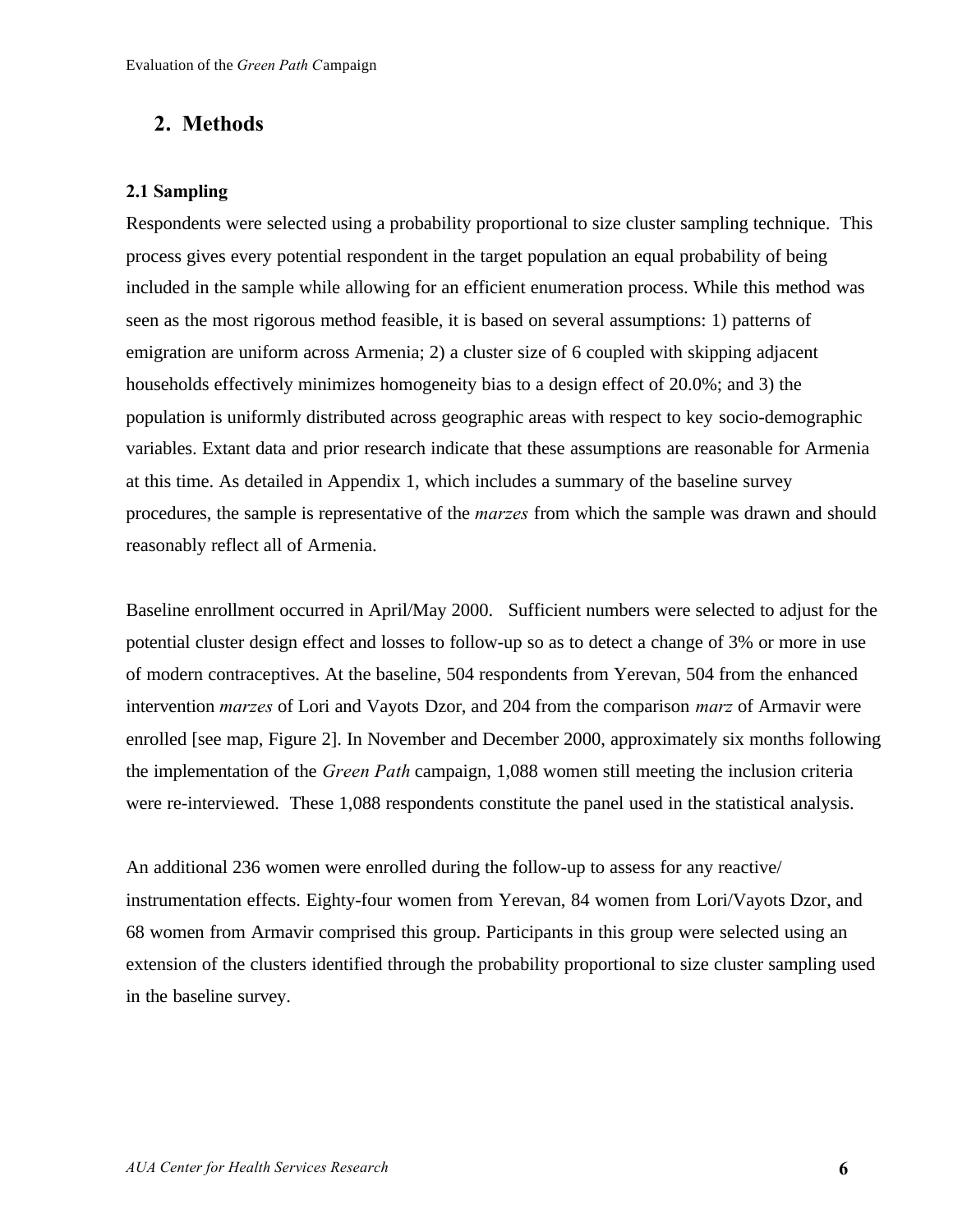## 2. Methods

### 2.1 Sampling

Respondents were selected using a probability proportional to size cluster sampling technique. This process gives every potential respondent in the target population an equal probability of being included in the sample while allowing for an efficient enumeration process. While this method was seen as the most rigorous method feasible, it is based on several assumptions: 1) patterns of emigration are uniform across Armenia; 2) a cluster size of 6 coupled with skipping adjacent households effectively minimizes homogeneity bias to a design effect of 20.0%; and 3) the population is uniformly distributed across geographic areas with respect to key socio-demographic variables. Extant data and prior research indicate that these assumptions are reasonable for Armenia at this time. As detailed in Appendix 1, which includes a summary of the baseline survey procedures, the sample is representative of the *marzes* from which the sample was drawn and should reasonably reflect all of Armenia.

Baseline enrollment occurred in April/May 2000. Sufficient numbers were selected to adjust for the potential cluster design effect and losses to follow-up so as to detect a change of 3% or more in use of modern contraceptives. At the baseline, 504 respondents from Yerevan, 504 from the enhanced intervention *marzes* of Lori and Vayots Dzor, and 204 from the comparison *marz* of Armavir were enrolled [see map, Figure 2]. In November and December 2000, approximately six months following the implementation of the *Green Path* campaign, 1,088 women still meeting the inclusion criteria were re-interviewed. These 1,088 respondents constitute the panel used in the statistical analysis.

An additional 236 women were enrolled during the follow-up to assess for any reactive/ instrumentation effects. Eighty-four women from Yerevan, 84 women from Lori/Vayots Dzor, and 68 women from Armavir comprised this group. Participants in this group were selected using an extension of the clusters identified through the probability proportional to size cluster sampling used in the baseline survey.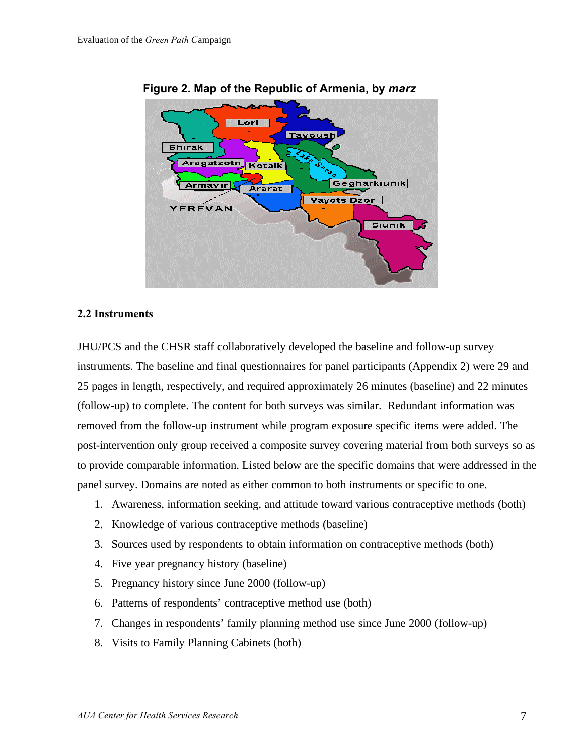**Figure 2. Map of the Republic of Armenia, by *marz***

## 2.2 Instruments

JHU/PCS and the CHSR staff collaboratively developed the baseline and follow-up survey instruments. The baseline and final questionnaires for panel participants (Appendix 2) were 29 and 25 pages in length, respectively, and required approximately 26 minutes (baseline) and 22 minutes (follow-up) to complete. The content for both surveys was similar. Redundant information was removed from the follow-up instrument while program exposure specific items were added. The post-intervention only group received a composite survey covering material from both surveys so as to provide comparable information. Listed below are the specific domains that were addressed in the panel survey. Domains are noted as either common to both instruments or specific to one.

1. Awareness, information seeking, and attitude toward various contraceptive methods (both)
2. Knowledge of various contraceptive methods (baseline)
3. Sources used by respondents to obtain information on contraceptive methods (both)
4. Five year pregnancy history (baseline)
5. Pregnancy history since June 2000 (follow-up)
6. Patterns of respondents' contraceptive method use (both)
7. Changes in respondents' family planning method use since June 2000 (follow-up)
8. Visits to Family Planning Cabinets (both)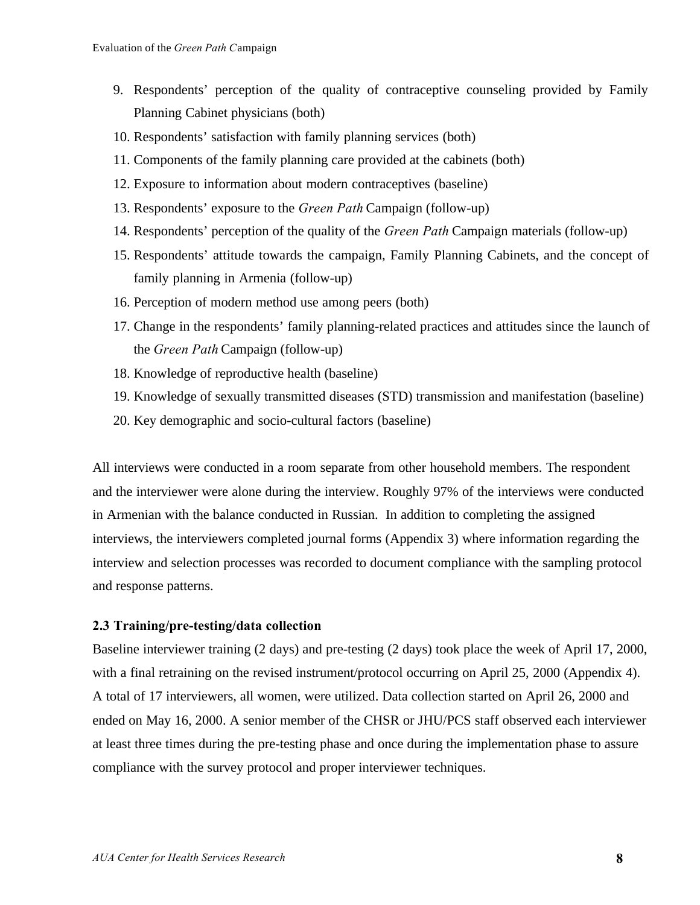9. Respondents' perception of the quality of contraceptive counseling provided by Family Planning Cabinet physicians (both)
10. Respondents' satisfaction with family planning services (both)
11. Components of the family planning care provided at the cabinets (both)
12. Exposure to information about modern contraceptives (baseline)
13. Respondents' exposure to the *Green Path* Campaign (follow-up)
14. Respondents' perception of the quality of the *Green Path* Campaign materials (follow-up)
15. Respondents' attitude towards the campaign, Family Planning Cabinets, and the concept of family planning in Armenia (follow-up)
16. Perception of modern method use among peers (both)
17. Change in the respondents' family planning-related practices and attitudes since the launch of the *Green Path* Campaign (follow-up)
18. Knowledge of reproductive health (baseline)
19. Knowledge of sexually transmitted diseases (STD) transmission and manifestation (baseline)
20. Key demographic and socio-cultural factors (baseline)

All interviews were conducted in a room separate from other household members. The respondent and the interviewer were alone during the interview. Roughly 97% of the interviews were conducted in Armenian with the balance conducted in Russian. In addition to completing the assigned interviews, the interviewers completed journal forms (Appendix 3) where information regarding the interview and selection processes was recorded to document compliance with the sampling protocol and response patterns.

### 2.3 Training/pre-testing/data collection

Baseline interviewer training (2 days) and pre-testing (2 days) took place the week of April 17, 2000, with a final retraining on the revised instrument/protocol occurring on April 25, 2000 (Appendix 4). A total of 17 interviewers, all women, were utilized. Data collection started on April 26, 2000 and ended on May 16, 2000. A senior member of the CHSR or JHU/PCS staff observed each interviewer at least three times during the pre-testing phase and once during the implementation phase to assure compliance with the survey protocol and proper interviewer techniques.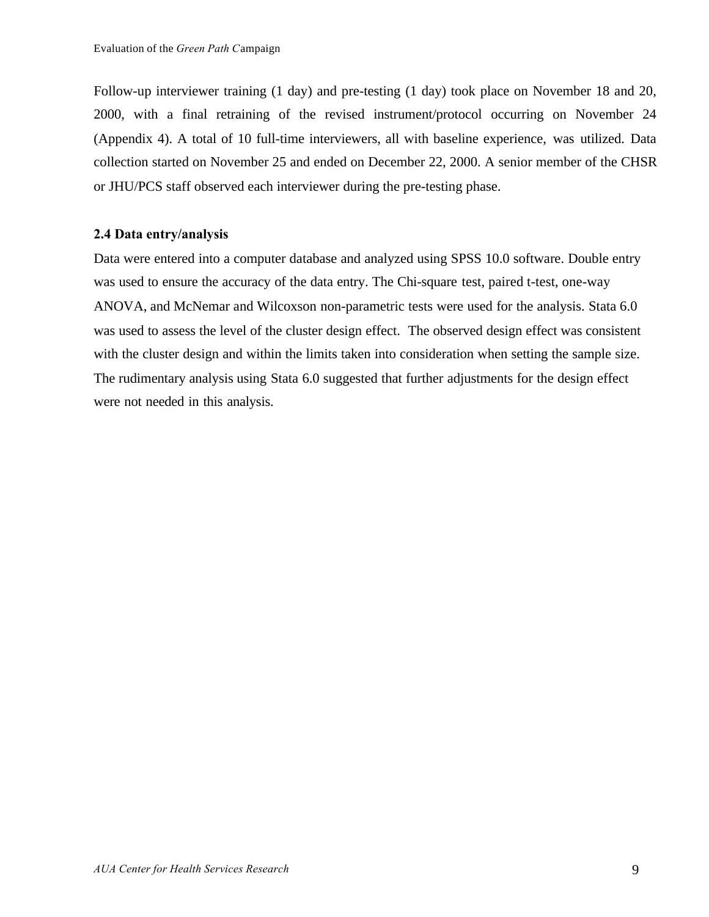Follow-up interviewer training (1 day) and pre-testing (1 day) took place on November 18 and 20, 2000, with a final retraining of the revised instrument/protocol occurring on November 24 (Appendix 4). A total of 10 full-time interviewers, all with baseline experience, was utilized. Data collection started on November 25 and ended on December 22, 2000. A senior member of the CHSR or JHU/PCS staff observed each interviewer during the pre-testing phase.

### 2.4 Data entry/analysis

Data were entered into a computer database and analyzed using SPSS 10.0 software. Double entry was used to ensure the accuracy of the data entry. The Chi-square test, paired t-test, one-way ANOVA, and McNemar and Wilcoxson non-parametric tests were used for the analysis. Stata 6.0 was used to assess the level of the cluster design effect. The observed design effect was consistent with the cluster design and within the limits taken into consideration when setting the sample size. The rudimentary analysis using Stata 6.0 suggested that further adjustments for the design effect were not needed in this analysis.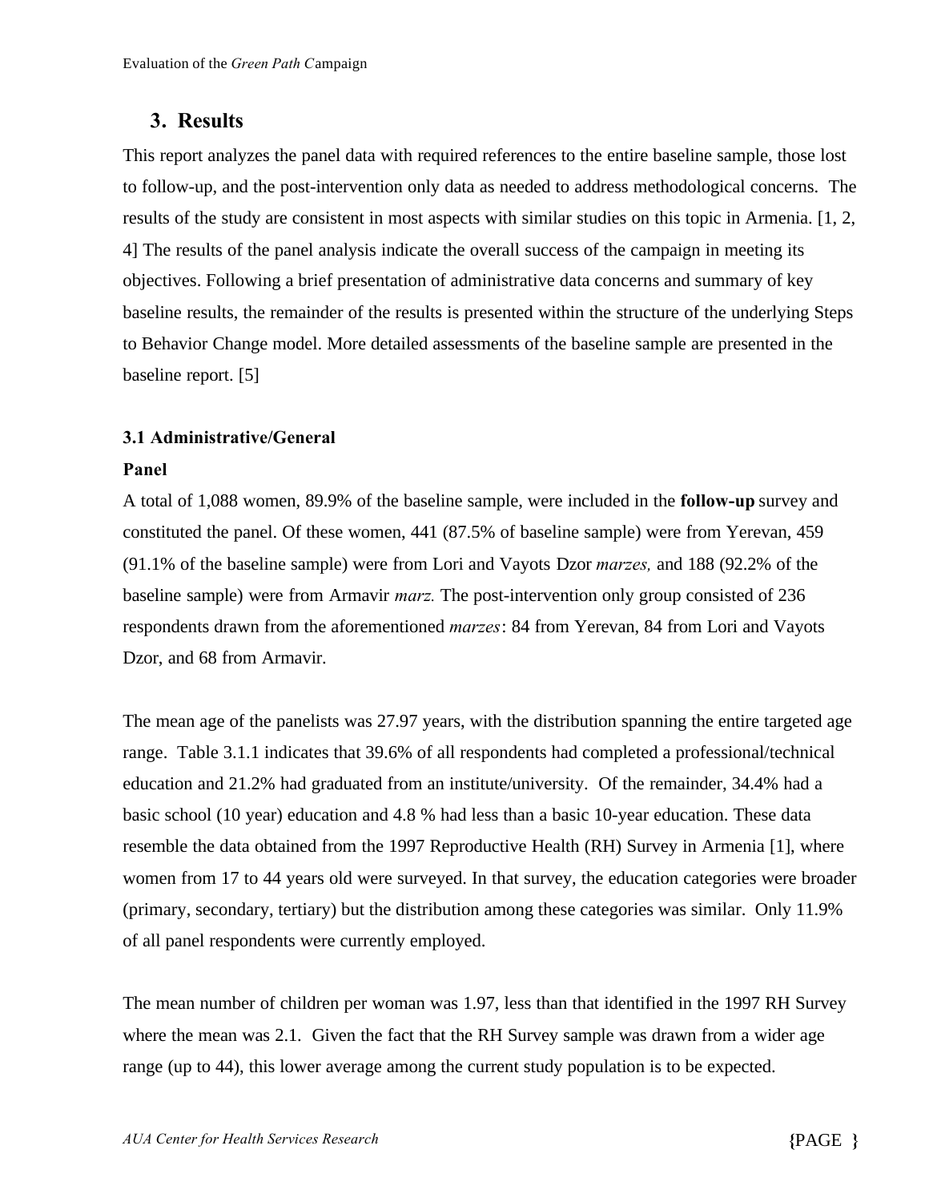# 3. Results

This report analyzes the panel data with required references to the entire baseline sample, those lost to follow-up, and the post-intervention only data as needed to address methodological concerns. The results of the study are consistent in most aspects with similar studies on this topic in Armenia. [1, 2, 4] The results of the panel analysis indicate the overall success of the campaign in meeting its objectives. Following a brief presentation of administrative data concerns and summary of key baseline results, the remainder of the results is presented within the structure of the underlying Steps to Behavior Change model. More detailed assessments of the baseline sample are presented in the baseline report. [5]

### 3.1 Administrative/General

**Panel**

A total of 1,088 women, 89.9% of the baseline sample, were included in the **follow-up** survey and constituted the panel. Of these women, 441 (87.5% of baseline sample) were from Yerevan, 459 (91.1% of the baseline sample) were from Lori and Vayots Dzor *marzes,* and 188 (92.2% of the baseline sample) were from Armavir *marz.* The post-intervention only group consisted of 236 respondents drawn from the aforementioned *marzes*: 84 from Yerevan, 84 from Lori and Vayots Dzor, and 68 from Armavir.

The mean age of the panelists was 27.97 years, with the distribution spanning the entire targeted age range. Table 3.1.1 indicates that 39.6% of all respondents had completed a professional/technical education and 21.2% had graduated from an institute/university. Of the remainder, 34.4% had a basic school (10 year) education and 4.8 % had less than a basic 10-year education. These data resemble the data obtained from the 1997 Reproductive Health (RH) Survey in Armenia [1], where women from 17 to 44 years old were surveyed. In that survey, the education categories were broader (primary, secondary, tertiary) but the distribution among these categories was similar. Only 11.9% of all panel respondents were currently employed.

The mean number of children per woman was 1.97, less than that identified in the 1997 RH Survey where the mean was 2.1. Given the fact that the RH Survey sample was drawn from a wider age range (up to 44), this lower average among the current study population is to be expected.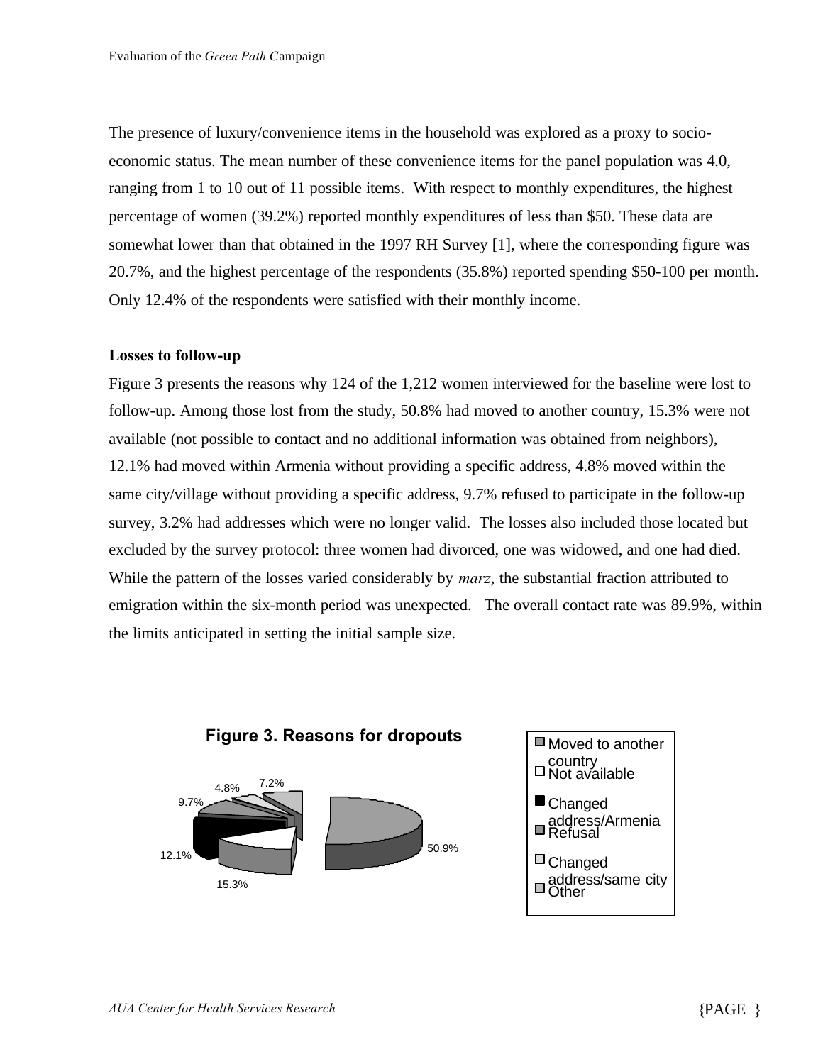The presence of luxury/convenience items in the household was explored as a proxy to socio-economic status. The mean number of these convenience items for the panel population was 4.0, ranging from 1 to 10 out of 11 possible items. With respect to monthly expenditures, the highest percentage of women (39.2%) reported monthly expenditures of less than $50. These data are somewhat lower than that obtained in the 1997 RH Survey [1], where the corresponding figure was 20.7%, and the highest percentage of the respondents (35.8%) reported spending $50-100 per month. Only 12.4% of the respondents were satisfied with their monthly income.

**Losses to follow-up**

Figure 3 presents the reasons why 124 of the 1,212 women interviewed for the baseline were lost to follow-up. Among those lost from the study, 50.8% had moved to another country, 15.3% were not available (not possible to contact and no additional information was obtained from neighbors), 12.1% had moved within Armenia without providing a specific address, 4.8% moved within the same city/village without providing a specific address, 9.7% refused to participate in the follow-up survey, 3.2% had addresses which were no longer valid. The losses also included those located but excluded by the survey protocol: three women had divorced, one was widowed, and one had died. While the pattern of the losses varied considerably by *marz*, the substantial fraction attributed to emigration within the six-month period was unexpected. The overall contact rate was 89.9%, within the limits anticipated in setting the initial sample size.

**Figure 3. Reasons for dropouts**

7.2%
4.8%
9.7%
12.1%
15.3%
50.9%

Moved to another country
Not available
Changed address/Armenia
Refusal
Changed address/same city
Other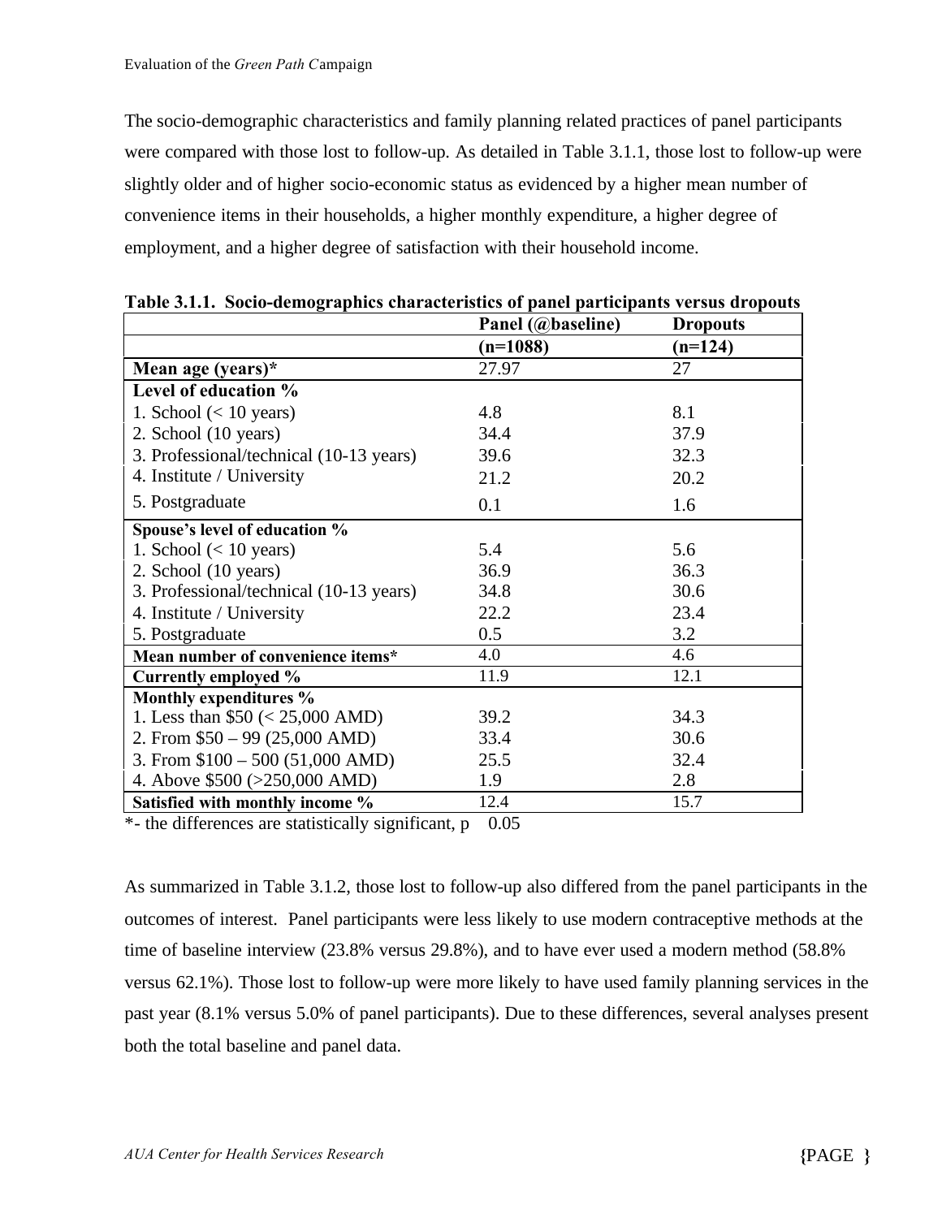The socio-demographic characteristics and family planning related practices of panel participants were compared with those lost to follow-up. As detailed in Table 3.1.1, those lost to follow-up were slightly older and of higher socio-economic status as evidenced by a higher mean number of convenience items in their households, a higher monthly expenditure, a higher degree of employment, and a higher degree of satisfaction with their household income.

**Table 3.1.1. Socio-demographics characteristics of panel participants versus dropouts**

| | Panel (@baseline) | Dropouts |
|---|---|---|
| | **(n=1088)** | **(n=124)** |
| **Mean age (years)*** | 27.97 | 27 |
| **Level of education %** | | |
| 1. School (< 10 years) | 4.8 | 8.1 |
| 2. School (10 years) | 34.4 | 37.9 |
| 3. Professional/technical (10-13 years) | 39.6 | 32.3 |
| 4. Institute / University | 21.2 | 20.2 |
| 5. Postgraduate | 0.1 | 1.6 |
| **Spouse's level of education %** | | |
| 1. School (< 10 years) | 5.4 | 5.6 |
| 2. School (10 years) | 36.9 | 36.3 |
| 3. Professional/technical (10-13 years) | 34.8 | 30.6 |
| 4. Institute / University | 22.2 | 23.4 |
| 5. Postgraduate | 0.5 | 3.2 |
| **Mean number of convenience items*** | 4.0 | 4.6 |
| **Currently employed %** | 11.9 | 12.1 |
| **Monthly expenditures %** | | |
| 1. Less than $50 (< 25,000 AMD) | 39.2 | 34.3 |
| 2. From $50 – 99 (25,000 AMD) | 33.4 | 30.6 |
| 3. From $100 – 500 (51,000 AMD) | 25.5 | 32.4 |
| 4. Above $500 (>250,000 AMD) | 1.9 | 2.8 |
| **Satisfied with monthly income %** | 12.4 | 15.7 |

*- the differences are statistically significant, $p \leq 0.05$

As summarized in Table 3.1.2, those lost to follow-up also differed from the panel participants in the outcomes of interest. Panel participants were less likely to use modern contraceptive methods at the time of baseline interview (23.8% versus 29.8%), and to have ever used a modern method (58.8% versus 62.1%). Those lost to follow-up were more likely to have used family planning services in the past year (8.1% versus 5.0% of panel participants). Due to these differences, several analyses present both the total baseline and panel data.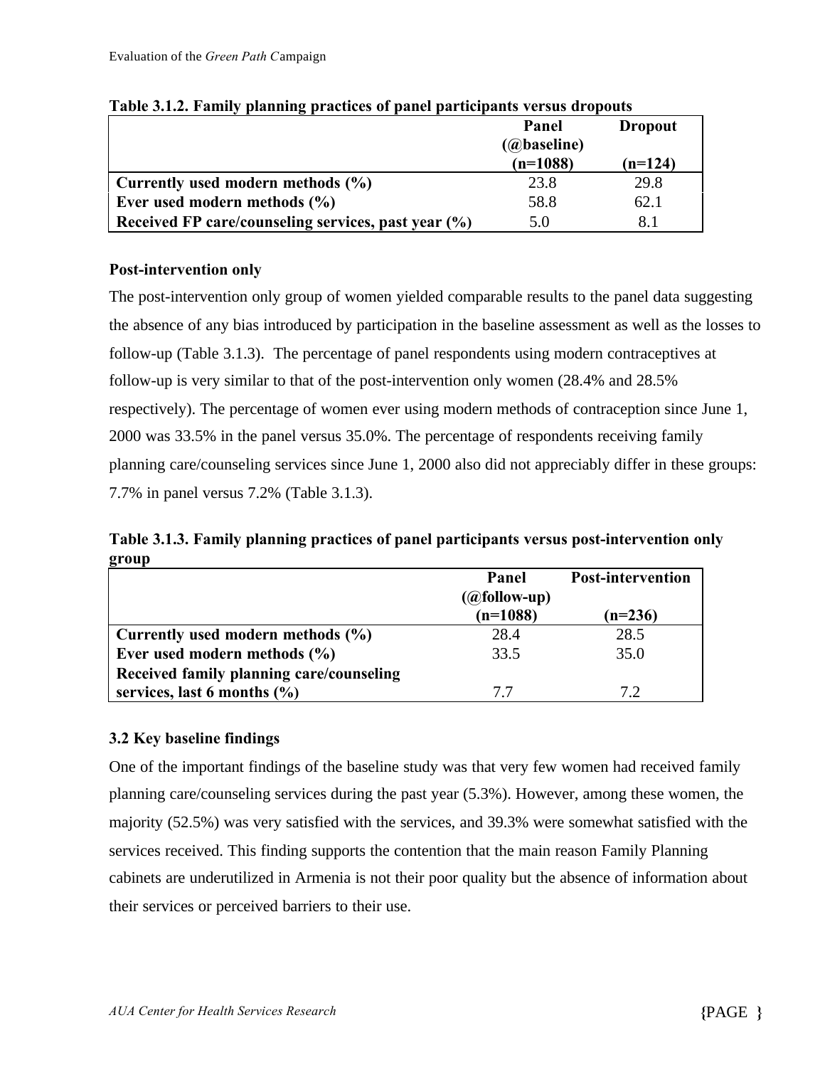**Table 3.1.2. Family planning practices of panel participants versus dropouts**

| | Panel (@baseline) (n=1088) | Dropout (n=124) |
|---|---|---|
| **Currently used modern methods (%)** | 23.8 | 29.8 |
| **Ever used modern methods (%)** | 58.8 | 62.1 |
| **Received FP care/counseling services, past year (%)** | 5.0 | 8.1 |

**Post-intervention only**

The post-intervention only group of women yielded comparable results to the panel data suggesting the absence of any bias introduced by participation in the baseline assessment as well as the losses to follow-up (Table 3.1.3). The percentage of panel respondents using modern contraceptives at follow-up is very similar to that of the post-intervention only women (28.4% and 28.5% respectively). The percentage of women ever using modern methods of contraception since June 1, 2000 was 33.5% in the panel versus 35.0%. The percentage of respondents receiving family planning care/counseling services since June 1, 2000 also did not appreciably differ in these groups: 7.7% in panel versus 7.2% (Table 3.1.3).

**Table 3.1.3. Family planning practices of panel participants versus post-intervention only group**

| | Panel (@follow-up) (n=1088) | Post-intervention (n=236) |
|---|---|---|
| **Currently used modern methods (%)** | 28.4 | 28.5 |
| **Ever used modern methods (%)** | 33.5 | 35.0 |
| **Received family planning care/counseling services, last 6 months (%)** | 7.7 | 7.2 |

### 3.2 Key baseline findings

One of the important findings of the baseline study was that very few women had received family planning care/counseling services during the past year (5.3%). However, among these women, the majority (52.5%) was very satisfied with the services, and 39.3% were somewhat satisfied with the services received. This finding supports the contention that the main reason Family Planning cabinets are underutilized in Armenia is not their poor quality but the absence of information about their services or perceived barriers to their use.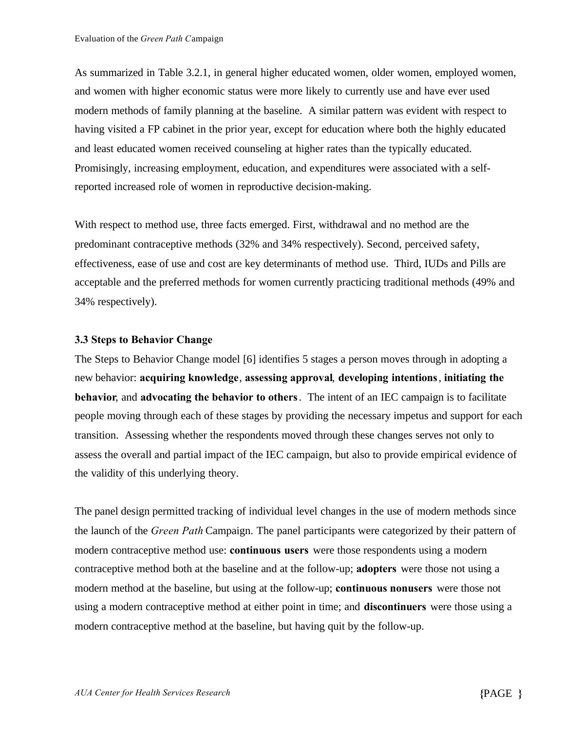As summarized in Table 3.2.1, in general higher educated women, older women, employed women, and women with higher economic status were more likely to currently use and have ever used modern methods of family planning at the baseline. A similar pattern was evident with respect to having visited a FP cabinet in the prior year, except for education where both the highly educated and least educated women received counseling at higher rates than the typically educated. Promisingly, increasing employment, education, and expenditures were associated with a self-reported increased role of women in reproductive decision-making.

With respect to method use, three facts emerged. First, withdrawal and no method are the predominant contraceptive methods (32% and 34% respectively). Second, perceived safety, effectiveness, ease of use and cost are key determinants of method use. Third, IUDs and Pills are acceptable and the preferred methods for women currently practicing traditional methods (49% and 34% respectively).

### 3.3 Steps to Behavior Change

The Steps to Behavior Change model [6] identifies 5 stages a person moves through in adopting a new behavior: **acquiring knowledge**, **assessing approval**, **developing intentions**, **initiating the behavior**, and **advocating the behavior to others**. The intent of an IEC campaign is to facilitate people moving through each of these stages by providing the necessary impetus and support for each transition. Assessing whether the respondents moved through these changes serves not only to assess the overall and partial impact of the IEC campaign, but also to provide empirical evidence of the validity of this underlying theory.

The panel design permitted tracking of individual level changes in the use of modern methods since the launch of the *Green Path* Campaign. The panel participants were categorized by their pattern of modern contraceptive method use: **continuous users** were those respondents using a modern contraceptive method both at the baseline and at the follow-up; **adopters** were those not using a modern method at the baseline, but using at the follow-up; **continuous nonusers** were those not using a modern contraceptive method at either point in time; and **discontinuers** were those using a modern contraceptive method at the baseline, but having quit by the follow-up.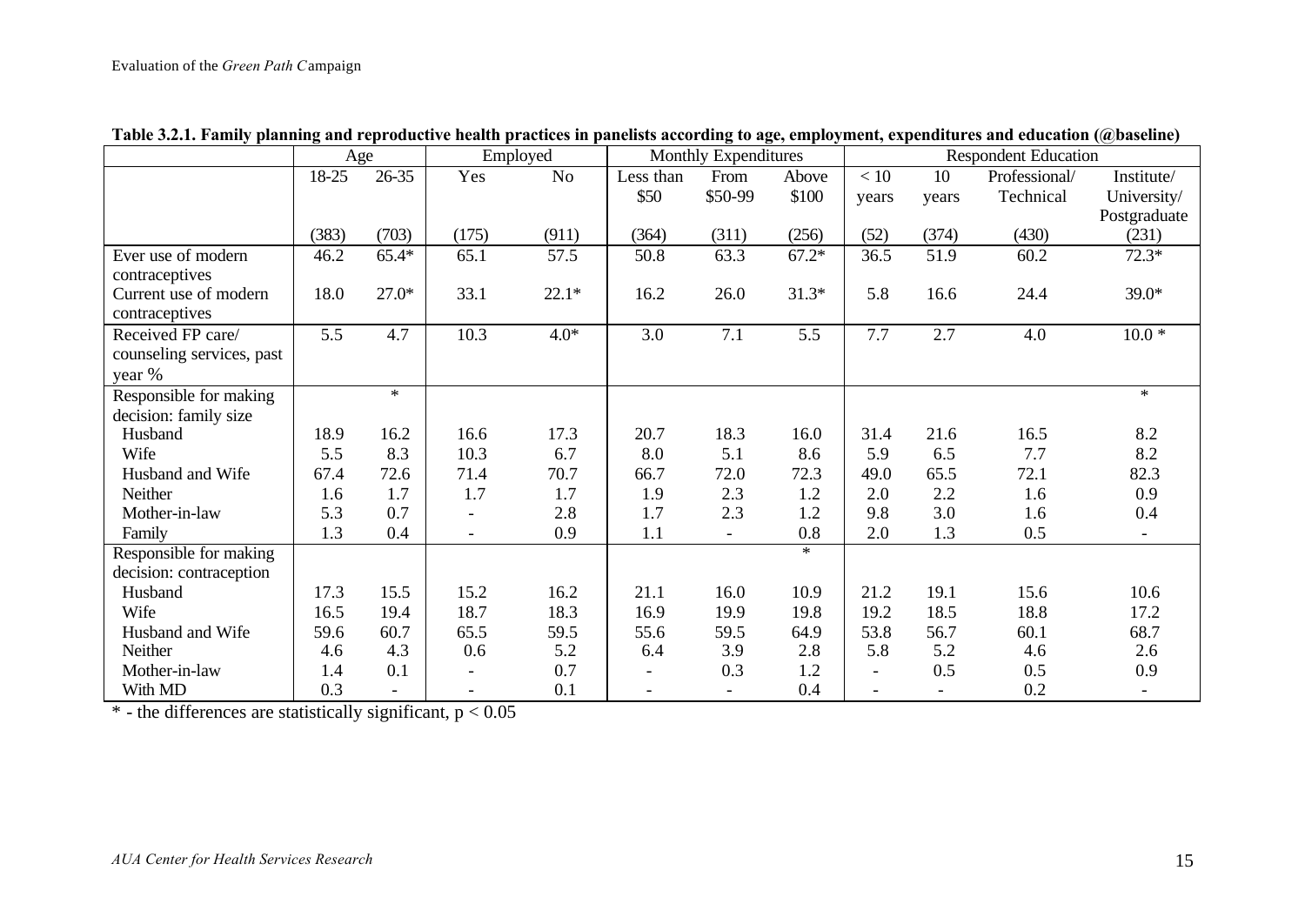**Table 3.2.1. Family planning and reproductive health practices in panelists according to age, employment, expenditures and education (@baseline)**

| | Age | | Employed | | Monthly Expenditures | | | Respondent Education | | | |
|---|---|---|---|---|---|---|---|---|---|---|---|
| | 18-25 | 26-35 | Yes | No | Less than $50 | From $50-99 | Above $100 | < 10 years | 10 years | Professional/ Technical | Institute/ University/ Postgraduate |
| | (383) | (703) | (175) | (911) | (364) | (311) | (256) | (52) | (374) | (430) | (231) |
| Ever use of modern contraceptives | 46.2 | 65.4* | 65.1 | 57.5 | 50.8 | 63.3 | 67.2* | 36.5 | 51.9 | 60.2 | 72.3* |
| Current use of modern contraceptives | 18.0 | 27.0* | 33.1 | 22.1* | 16.2 | 26.0 | 31.3* | 5.8 | 16.6 | 24.4 | 39.0* |
| Received FP care/ counseling services, past year % | 5.5 | 4.7 | 10.3 | 4.0* | 3.0 | 7.1 | 5.5 | 7.7 | 2.7 | 4.0 | 10.0 * |
| Responsible for making decision: family size | | * | | | | | | | | | * |
| Husband | 18.9 | 16.2 | 16.6 | 17.3 | 20.7 | 18.3 | 16.0 | 31.4 | 21.6 | 16.5 | 8.2 |
| Wife | 5.5 | 8.3 | 10.3 | 6.7 | 8.0 | 5.1 | 8.6 | 5.9 | 6.5 | 7.7 | 8.2 |
| Husband and Wife | 67.4 | 72.6 | 71.4 | 70.7 | 66.7 | 72.0 | 72.3 | 49.0 | 65.5 | 72.1 | 82.3 |
| Neither | 1.6 | 1.7 | 1.7 | 1.7 | 1.9 | 2.3 | 1.2 | 2.0 | 2.2 | 1.6 | 0.9 |
| Mother-in-law | 5.3 | 0.7 | - | 2.8 | 1.7 | 2.3 | 1.2 | 9.8 | 3.0 | 1.6 | 0.4 |
| Family | 1.3 | 0.4 | - | 0.9 | 1.1 | - | 0.8 | 2.0 | 1.3 | 0.5 | - |
| Responsible for making decision: contraception | | | | | | | * | | | | |
| Husband | 17.3 | 15.5 | 15.2 | 16.2 | 21.1 | 16.0 | 10.9 | 21.2 | 19.1 | 15.6 | 10.6 |
| Wife | 16.5 | 19.4 | 18.7 | 18.3 | 16.9 | 19.9 | 19.8 | 19.2 | 18.5 | 18.8 | 17.2 |
| Husband and Wife | 59.6 | 60.7 | 65.5 | 59.5 | 55.6 | 59.5 | 64.9 | 53.8 | 56.7 | 60.1 | 68.7 |
| Neither | 4.6 | 4.3 | 0.6 | 5.2 | 6.4 | 3.9 | 2.8 | 5.8 | 5.2 | 4.6 | 2.6 |
| Mother-in-law | 1.4 | 0.1 | - | 0.7 | - | 0.3 | 1.2 | - | 0.5 | 0.5 | 0.9 |
| With MD | 0.3 | - | - | 0.1 | - | - | 0.4 | - | - | 0.2 | - |

* - the differences are statistically significant, $p < 0.05$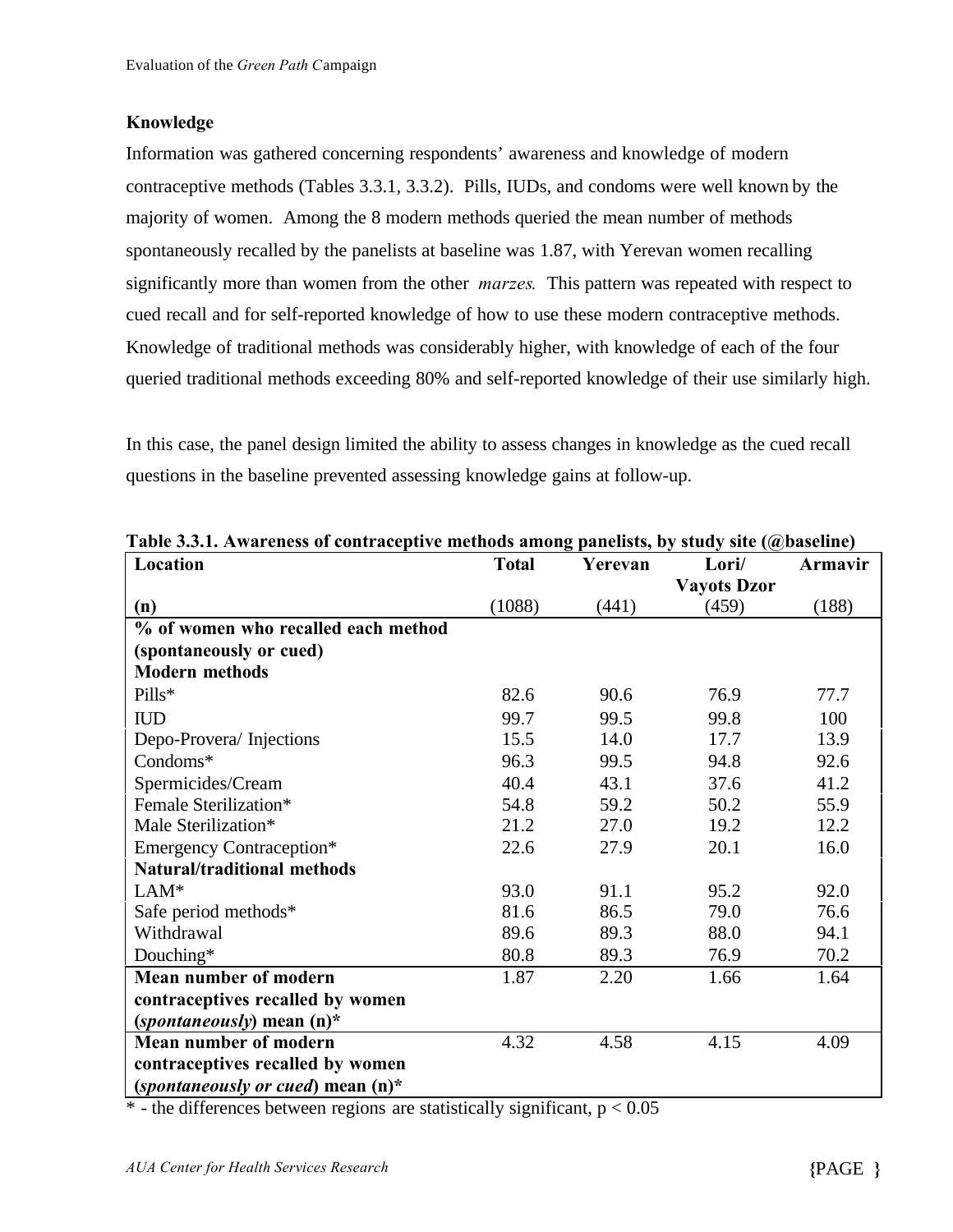**Knowledge**

Information was gathered concerning respondents' awareness and knowledge of modern contraceptive methods (Tables 3.3.1, 3.3.2). Pills, IUDs, and condoms were well known by the majority of women. Among the 8 modern methods queried the mean number of methods spontaneously recalled by the panelists at baseline was 1.87, with Yerevan women recalling significantly more than women from the other *marzes*. This pattern was repeated with respect to cued recall and for self-reported knowledge of how to use these modern contraceptive methods. Knowledge of traditional methods was considerably higher, with knowledge of each of the four queried traditional methods exceeding 80% and self-reported knowledge of their use similarly high.

In this case, the panel design limited the ability to assess changes in knowledge as the cued recall questions in the baseline prevented assessing knowledge gains at follow-up.

**Table 3.3.1. Awareness of contraceptive methods among panelists, by study site (@baseline)**

| Location | Total | Yerevan | Lori/ Vayots Dzor | Armavir |
|---|---|---|---|---|
| **(n)** | (1088) | (441) | (459) | (188) |
| **% of women who recalled each method (spontaneously or cued)** | | | | |
| **Modern methods** | | | | |
| Pills* | 82.6 | 90.6 | 76.9 | 77.7 |
| IUD | 99.7 | 99.5 | 99.8 | 100 |
| Depo-Provera/ Injections | 15.5 | 14.0 | 17.7 | 13.9 |
| Condoms* | 96.3 | 99.5 | 94.8 | 92.6 |
| Spermicides/Cream | 40.4 | 43.1 | 37.6 | 41.2 |
| Female Sterilization* | 54.8 | 59.2 | 50.2 | 55.9 |
| Male Sterilization* | 21.2 | 27.0 | 19.2 | 12.2 |
| Emergency Contraception* | 22.6 | 27.9 | 20.1 | 16.0 |
| **Natural/traditional methods** | | | | |
| LAM* | 93.0 | 91.1 | 95.2 | 92.0 |
| Safe period methods* | 81.6 | 86.5 | 79.0 | 76.6 |
| Withdrawal | 89.6 | 89.3 | 88.0 | 94.1 |
| Douching* | 80.8 | 89.3 | 76.9 | 70.2 |
| **Mean number of modern contraceptives recalled by women (*spontaneously*) mean (n)*** | 1.87 | 2.20 | 1.66 | 1.64 |
| **Mean number of modern contraceptives recalled by women (*spontaneously or cued*) mean (n)*** | 4.32 | 4.58 | 4.15 | 4.09 |

\* - the differences between regions are statistically significant, $p < 0.05$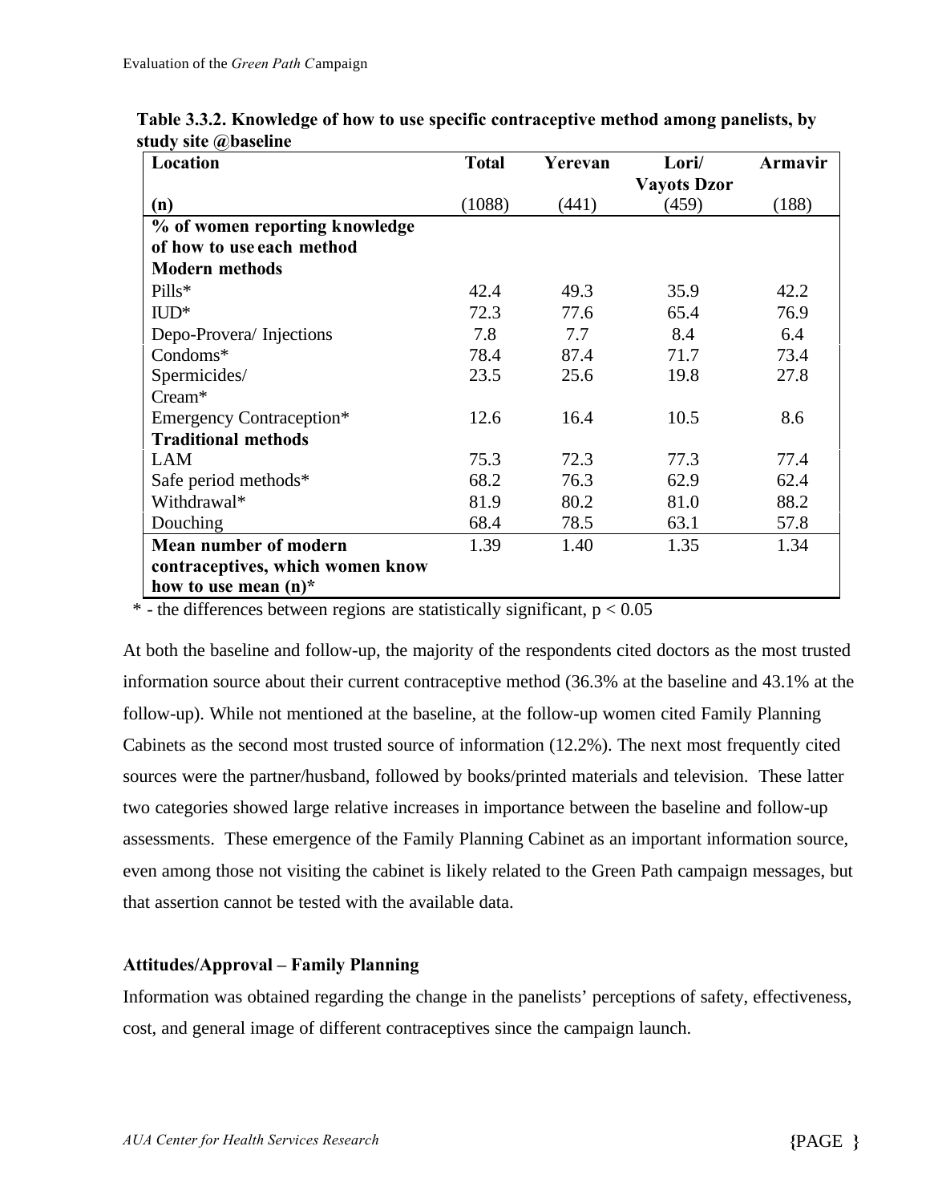**Table 3.3.2. Knowledge of how to use specific contraceptive method among panelists, by study site @baseline**

| Location | Total | Yerevan | Lori/ Vayots Dzor | Armavir |
|---|---|---|---|---|
| **(n)** | (1088) | (441) | (459) | (188) |
| **% of women reporting knowledge of how to use each method** | | | | |
| **Modern methods** | | | | |
| Pills* | 42.4 | 49.3 | 35.9 | 42.2 |
| IUD* | 72.3 | 77.6 | 65.4 | 76.9 |
| Depo-Provera/ Injections | 7.8 | 7.7 | 8.4 | 6.4 |
| Condoms* | 78.4 | 87.4 | 71.7 | 73.4 |
| Spermicides/ Cream* | 23.5 | 25.6 | 19.8 | 27.8 |
| Emergency Contraception* | 12.6 | 16.4 | 10.5 | 8.6 |
| **Traditional methods** | | | | |
| LAM | 75.3 | 72.3 | 77.3 | 77.4 |
| Safe period methods* | 68.2 | 76.3 | 62.9 | 62.4 |
| Withdrawal* | 81.9 | 80.2 | 81.0 | 88.2 |
| Douching | 68.4 | 78.5 | 63.1 | 57.8 |
| **Mean number of modern contraceptives, which women know how to use mean (n)*** | 1.39 | 1.40 | 1.35 | 1.34 |

\* - the differences between regions are statistically significant, $p < 0.05$

At both the baseline and follow-up, the majority of the respondents cited doctors as the most trusted information source about their current contraceptive method (36.3% at the baseline and 43.1% at the follow-up). While not mentioned at the baseline, at the follow-up women cited Family Planning Cabinets as the second most trusted source of information (12.2%). The next most frequently cited sources were the partner/husband, followed by books/printed materials and television. These latter two categories showed large relative increases in importance between the baseline and follow-up assessments. These emergence of the Family Planning Cabinet as an important information source, even among those not visiting the cabinet is likely related to the Green Path campaign messages, but that assertion cannot be tested with the available data.

### Attitudes/Approval – Family Planning

Information was obtained regarding the change in the panelists' perceptions of safety, effectiveness, cost, and general image of different contraceptives since the campaign launch.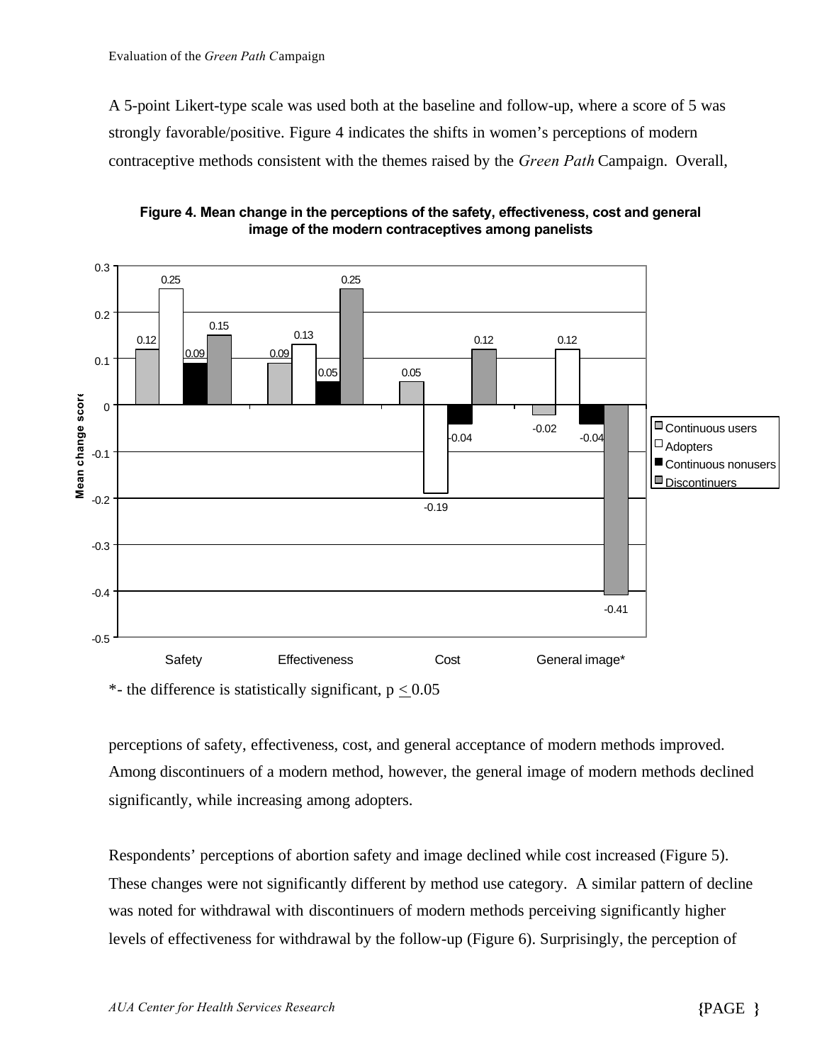A 5-point Likert-type scale was used both at the baseline and follow-up, where a score of 5 was strongly favorable/positive. Figure 4 indicates the shifts in women's perceptions of modern contraceptive methods consistent with the themes raised by the *Green Path* Campaign. Overall,

**Figure 4. Mean change in the perceptions of the safety, effectiveness, cost and general image of the modern contraceptives among panelists**

| | Safety | Effectiveness | Cost | General image* |
|---|---|---|---|---|
| Continuous users | 0.12 | 0.09 | 0.05 | -0.02 |
| Adopters | 0.25 | 0.13 | -0.19 | 0.12 |
| Continuous nonusers | 0.09 | 0.05 | -0.04 | -0.04 |
| Discontinuers | 0.15 | 0.25 | 0.12 | -0.41 |

*- the difference is statistically significant, $p \leq 0.05$

perceptions of safety, effectiveness, cost, and general acceptance of modern methods improved. Among discontinuers of a modern method, however, the general image of modern methods declined significantly, while increasing among adopters.

Respondents' perceptions of abortion safety and image declined while cost increased (Figure 5). These changes were not significantly different by method use category. A similar pattern of decline was noted for withdrawal with discontinuers of modern methods perceiving significantly higher levels of effectiveness for withdrawal by the follow-up (Figure 6). Surprisingly, the perception of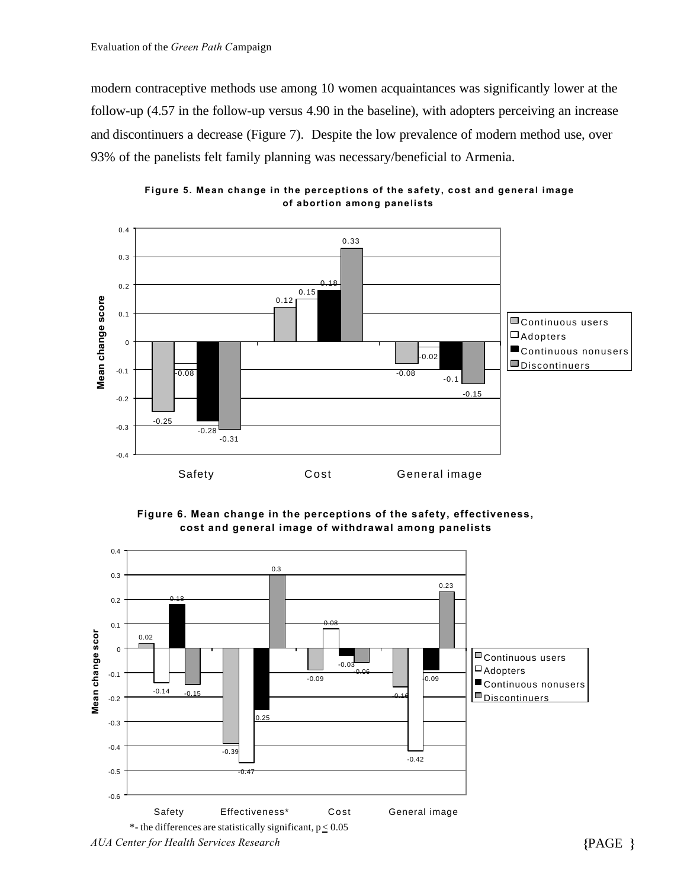modern contraceptive methods use among 10 women acquaintances was significantly lower at the follow-up (4.57 in the follow-up versus 4.90 in the baseline), with adopters perceiving an increase and discontinuers a decrease (Figure 7). Despite the low prevalence of modern method use, over 93% of the panelists felt family planning was necessary/beneficial to Armenia.

**Figure 5. Mean change in the perceptions of the safety, cost and general image of abortion among panelists**

| Mean change score | Safety | Cost | General image |
|---|---|---|---|
| Continuous users | -0.25 | 0.12 | -0.08 |
| Adopters | -0.08 | 0.15 | -0.02 |
| Continuous nonusers | -0.28 | 0.18 | -0.1 |
| Discontinuers | -0.31 | 0.33 | -0.15 |

**Figure 6. Mean change in the perceptions of the safety, effectiveness, cost and general image of withdrawal among panelists**

| Mean change score | Safety | Effectiveness* | Cost | General image |
|---|---|---|---|---|
| Continuous users | 0.02 | -0.39 | -0.09 | -0.16 |
| Adopters | -0.14 | -0.47 | 0.08 | -0.42 |
| Continuous nonusers | 0.18 | -0.25 | -0.03 | -0.09 |
| Discontinuers | -0.15 | 0.3 | -0.06 | 0.23 |

*- the differences are statistically significant, $p \leq 0.05$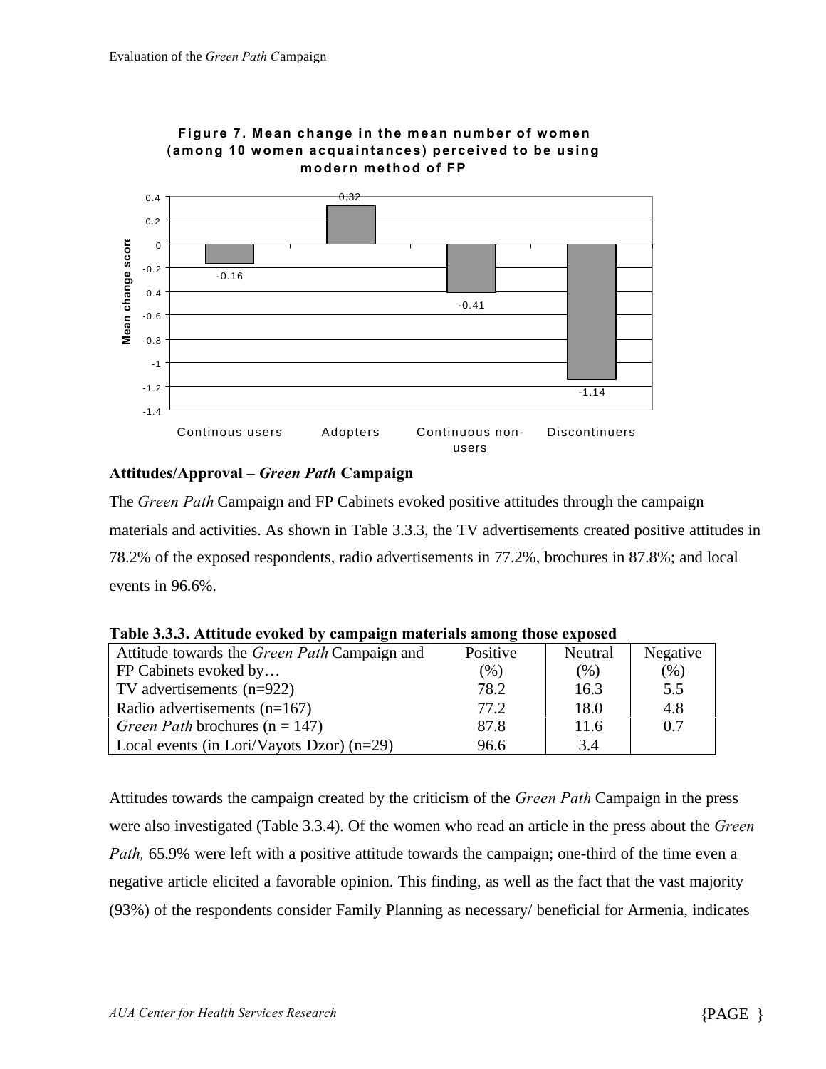**Figure 7. Mean change in the mean number of women (among 10 women acquaintances) perceived to be using modern method of FP**

| | Continous users | Adopters | Continuous non-users | Discontinuers |
|---|---|---|---|---|
| Mean change score | -0.16 | 0.32 | -0.41 | -1.14 |

### Attitudes/Approval – *Green Path* Campaign

The *Green Path* Campaign and FP Cabinets evoked positive attitudes through the campaign materials and activities. As shown in Table 3.3.3, the TV advertisements created positive attitudes in 78.2% of the exposed respondents, radio advertisements in 77.2%, brochures in 87.8%; and local events in 96.6%.

**Table 3.3.3. Attitude evoked by campaign materials among those exposed**

| Attitude towards the *Green Path* Campaign and FP Cabinets evoked by… | Positive (%) | Neutral (%) | Negative (%) |
|---|---|---|---|
| TV advertisements (n=922) | 78.2 | 16.3 | 5.5 |
| Radio advertisements (n=167) | 77.2 | 18.0 | 4.8 |
| *Green Path* brochures (n = 147) | 87.8 | 11.6 | 0.7 |
| Local events (in Lori/Vayots Dzor) (n=29) | 96.6 | 3.4 | |

Attitudes towards the campaign created by the criticism of the *Green Path* Campaign in the press were also investigated (Table 3.3.4). Of the women who read an article in the press about the *Green Path,* 65.9% were left with a positive attitude towards the campaign; one-third of the time even a negative article elicited a favorable opinion. This finding, as well as the fact that the vast majority (93%) of the respondents consider Family Planning as necessary/ beneficial for Armenia, indicates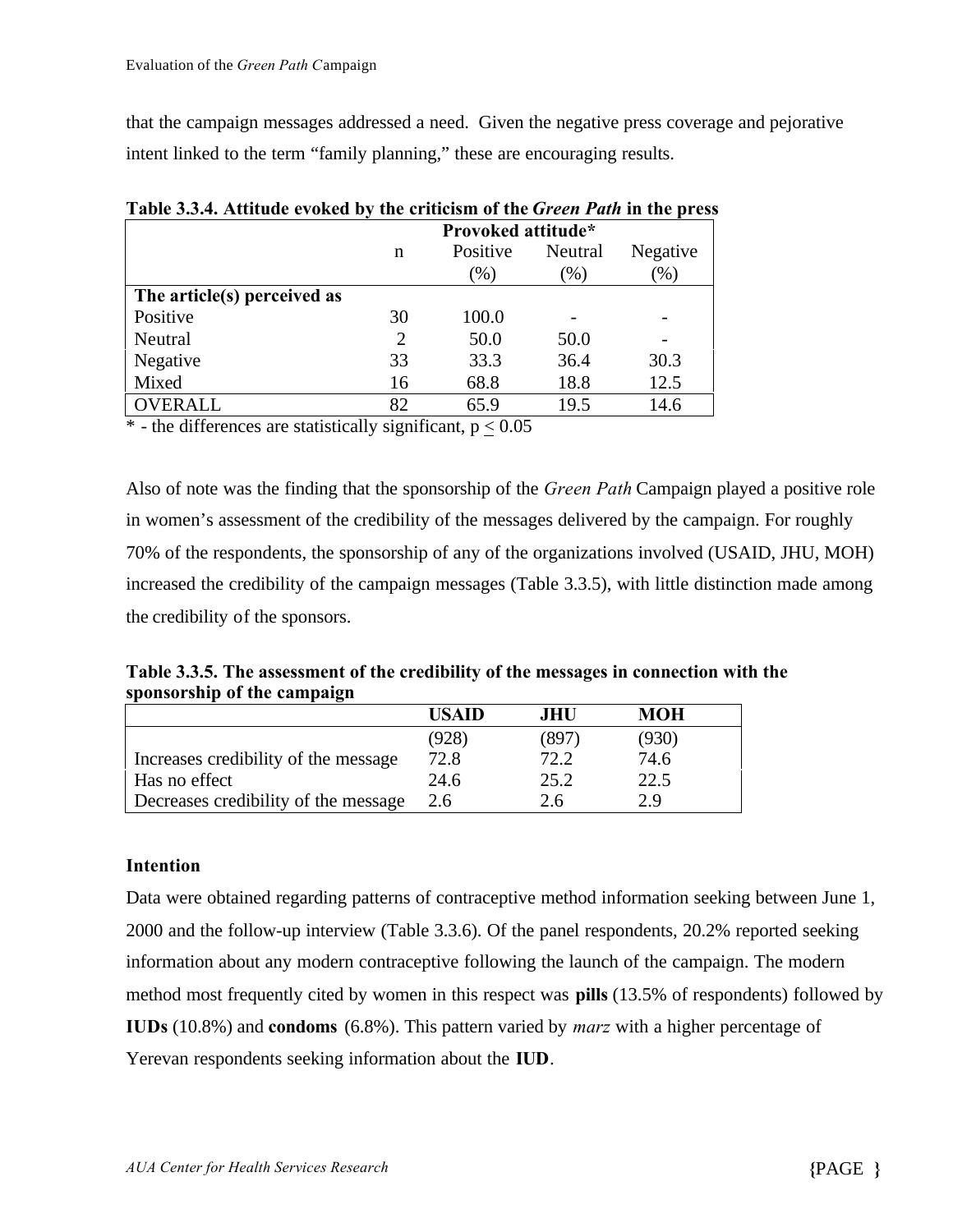that the campaign messages addressed a need. Given the negative press coverage and pejorative intent linked to the term "family planning," these are encouraging results.

**Table 3.3.4. Attitude evoked by the criticism of the *Green Path* in the press**

| | n | Provoked attitude* Positive (%) | Neutral (%) | Negative (%) |
|---|---|---|---|---|
| **The article(s) perceived as** | | | | |
| Positive | 30 | 100.0 | - | - |
| Neutral | 2 | 50.0 | 50.0 | - |
| Negative | 33 | 33.3 | 36.4 | 30.3 |
| Mixed | 16 | 68.8 | 18.8 | 12.5 |
| OVERALL | 82 | 65.9 | 19.5 | 14.6 |

* - the differences are statistically significant, $p \leq 0.05$

Also of note was the finding that the sponsorship of the *Green Path* Campaign played a positive role in women's assessment of the credibility of the messages delivered by the campaign. For roughly 70% of the respondents, the sponsorship of any of the organizations involved (USAID, JHU, MOH) increased the credibility of the campaign messages (Table 3.3.5), with little distinction made among the credibility of the sponsors.

**Table 3.3.5. The assessment of the credibility of the messages in connection with the sponsorship of the campaign**

| | USAID | JHU | MOH |
|---|---|---|---|
| | (928) | (897) | (930) |
| Increases credibility of the message | 72.8 | 72.2 | 74.6 |
| Has no effect | 24.6 | 25.2 | 22.5 |
| Decreases credibility of the message | 2.6 | 2.6 | 2.9 |

**Intention**

Data were obtained regarding patterns of contraceptive method information seeking between June 1, 2000 and the follow-up interview (Table 3.3.6). Of the panel respondents, 20.2% reported seeking information about any modern contraceptive following the launch of the campaign. The modern method most frequently cited by women in this respect was **pills** (13.5% of respondents) followed by **IUDs** (10.8%) and **condoms** (6.8%). This pattern varied by *marz* with a higher percentage of Yerevan respondents seeking information about the **IUD**.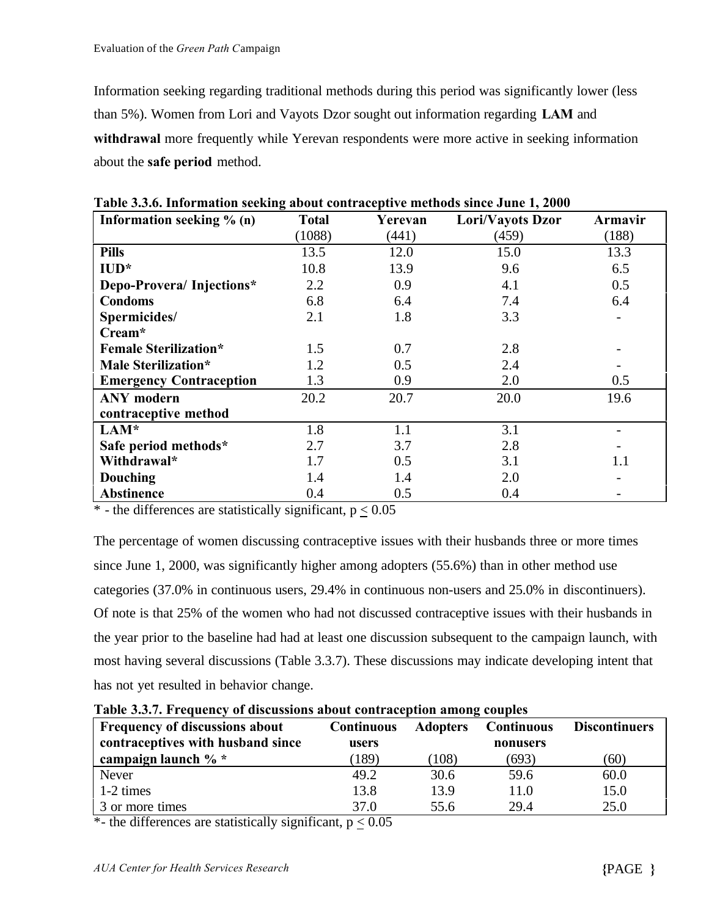Information seeking regarding traditional methods during this period was significantly lower (less than 5%). Women from Lori and Vayots Dzor sought out information regarding **LAM** and **withdrawal** more frequently while Yerevan respondents were more active in seeking information about the **safe period** method.

**Table 3.3.6. Information seeking about contraceptive methods since June 1, 2000**

| Information seeking % (n) | Total (1088) | Yerevan (441) | Lori/Vayots Dzor (459) | Armavir (188) |
|---|---|---|---|---|
| **Pills** | 13.5 | 12.0 | 15.0 | 13.3 |
| **IUD*** | 10.8 | 13.9 | 9.6 | 6.5 |
| **Depo-Provera/ Injections*** | 2.2 | 0.9 | 4.1 | 0.5 |
| **Condoms** | 6.8 | 6.4 | 7.4 | 6.4 |
| **Spermicides/ Cream*** | 2.1 | 1.8 | 3.3 | - |
| **Female Sterilization*** | 1.5 | 0.7 | 2.8 | - |
| **Male Sterilization*** | 1.2 | 0.5 | 2.4 | - |
| **Emergency Contraception** | 1.3 | 0.9 | 2.0 | 0.5 |
| **ANY modern contraceptive method** | 20.2 | 20.7 | 20.0 | 19.6 |
| **LAM*** | 1.8 | 1.1 | 3.1 | - |
| **Safe period methods*** | 2.7 | 3.7 | 2.8 | - |
| **Withdrawal*** | 1.7 | 0.5 | 3.1 | 1.1 |
| **Douching** | 1.4 | 1.4 | 2.0 | - |
| **Abstinence** | 0.4 | 0.5 | 0.4 | - |

\* - the differences are statistically significant, $p \leq 0.05$

The percentage of women discussing contraceptive issues with their husbands three or more times since June 1, 2000, was significantly higher among adopters (55.6%) than in other method use categories (37.0% in continuous users, 29.4% in continuous non-users and 25.0% in discontinuers). Of note is that 25% of the women who had not discussed contraceptive issues with their husbands in the year prior to the baseline had had at least one discussion subsequent to the campaign launch, with most having several discussions (Table 3.3.7). These discussions may indicate developing intent that has not yet resulted in behavior change.

**Table 3.3.7. Frequency of discussions about contraception among couples**

| Frequency of discussions about contraceptives with husband since campaign launch % * | Continuous users (189) | Adopters (108) | Continuous nonusers (693) | Discontinuers (60) |
|---|---|---|---|---|
| Never | 49.2 | 30.6 | 59.6 | 60.0 |
| 1-2 times | 13.8 | 13.9 | 11.0 | 15.0 |
| 3 or more times | 37.0 | 55.6 | 29.4 | 25.0 |

*- the differences are statistically significant, $p \leq 0.05$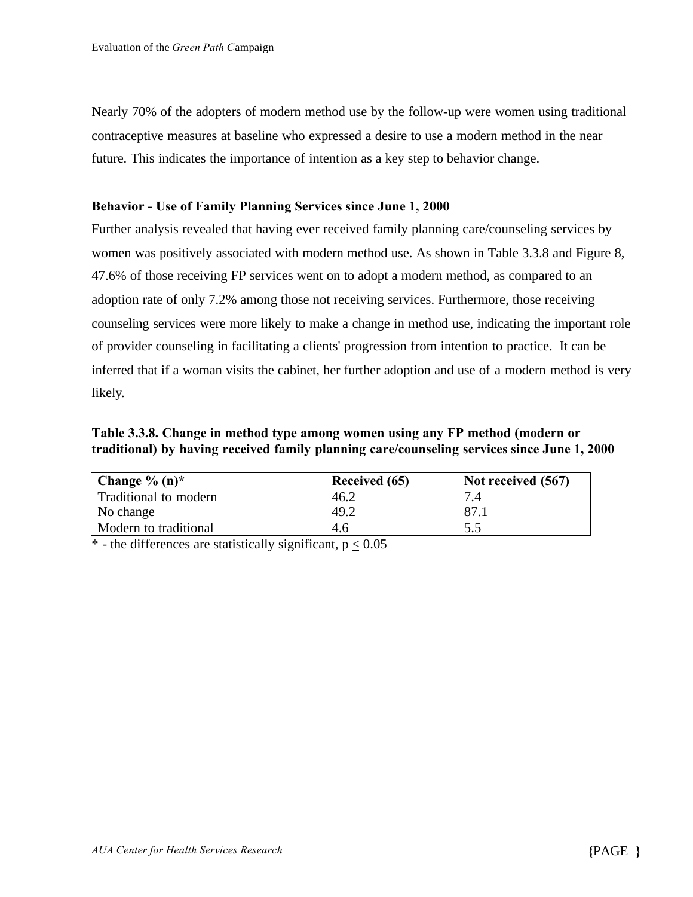Nearly 70% of the adopters of modern method use by the follow-up were women using traditional contraceptive measures at baseline who expressed a desire to use a modern method in the near future. This indicates the importance of intention as a key step to behavior change.

**Behavior - Use of Family Planning Services since June 1, 2000**

Further analysis revealed that having ever received family planning care/counseling services by women was positively associated with modern method use. As shown in Table 3.3.8 and Figure 8, 47.6% of those receiving FP services went on to adopt a modern method, as compared to an adoption rate of only 7.2% among those not receiving services. Furthermore, those receiving counseling services were more likely to make a change in method use, indicating the important role of provider counseling in facilitating a clients' progression from intention to practice. It can be inferred that if a woman visits the cabinet, her further adoption and use of a modern method is very likely.

**Table 3.3.8. Change in method type among women using any FP method (modern or traditional) by having received family planning care/counseling services since June 1, 2000**

| Change % (n)* | Received (65) | Not received (567) |
|---|---|---|
| Traditional to modern | 46.2 | 7.4 |
| No change | 49.2 | 87.1 |
| Modern to traditional | 4.6 | 5.5 |

* - the differences are statistically significant, $p \leq 0.05$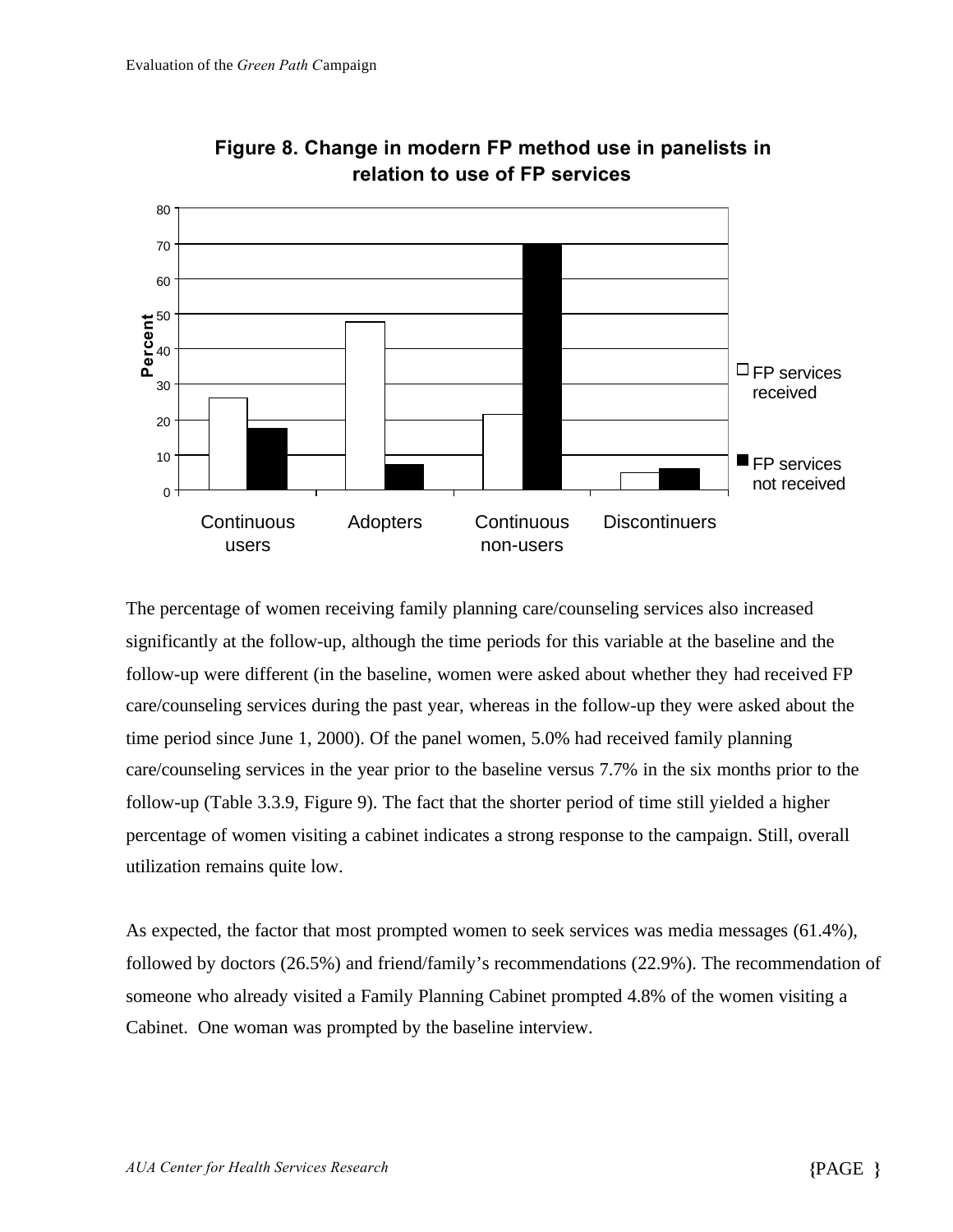**Figure 8. Change in modern FP method use in panelists in relation to use of FP services**

The percentage of women receiving family planning care/counseling services also increased significantly at the follow-up, although the time periods for this variable at the baseline and the follow-up were different (in the baseline, women were asked about whether they had received FP care/counseling services during the past year, whereas in the follow-up they were asked about the time period since June 1, 2000). Of the panel women, 5.0% had received family planning care/counseling services in the year prior to the baseline versus 7.7% in the six months prior to the follow-up (Table 3.3.9, Figure 9). The fact that the shorter period of time still yielded a higher percentage of women visiting a cabinet indicates a strong response to the campaign. Still, overall utilization remains quite low.

As expected, the factor that most prompted women to seek services was media messages (61.4%), followed by doctors (26.5%) and friend/family's recommendations (22.9%). The recommendation of someone who already visited a Family Planning Cabinet prompted 4.8% of the women visiting a Cabinet. One woman was prompted by the baseline interview.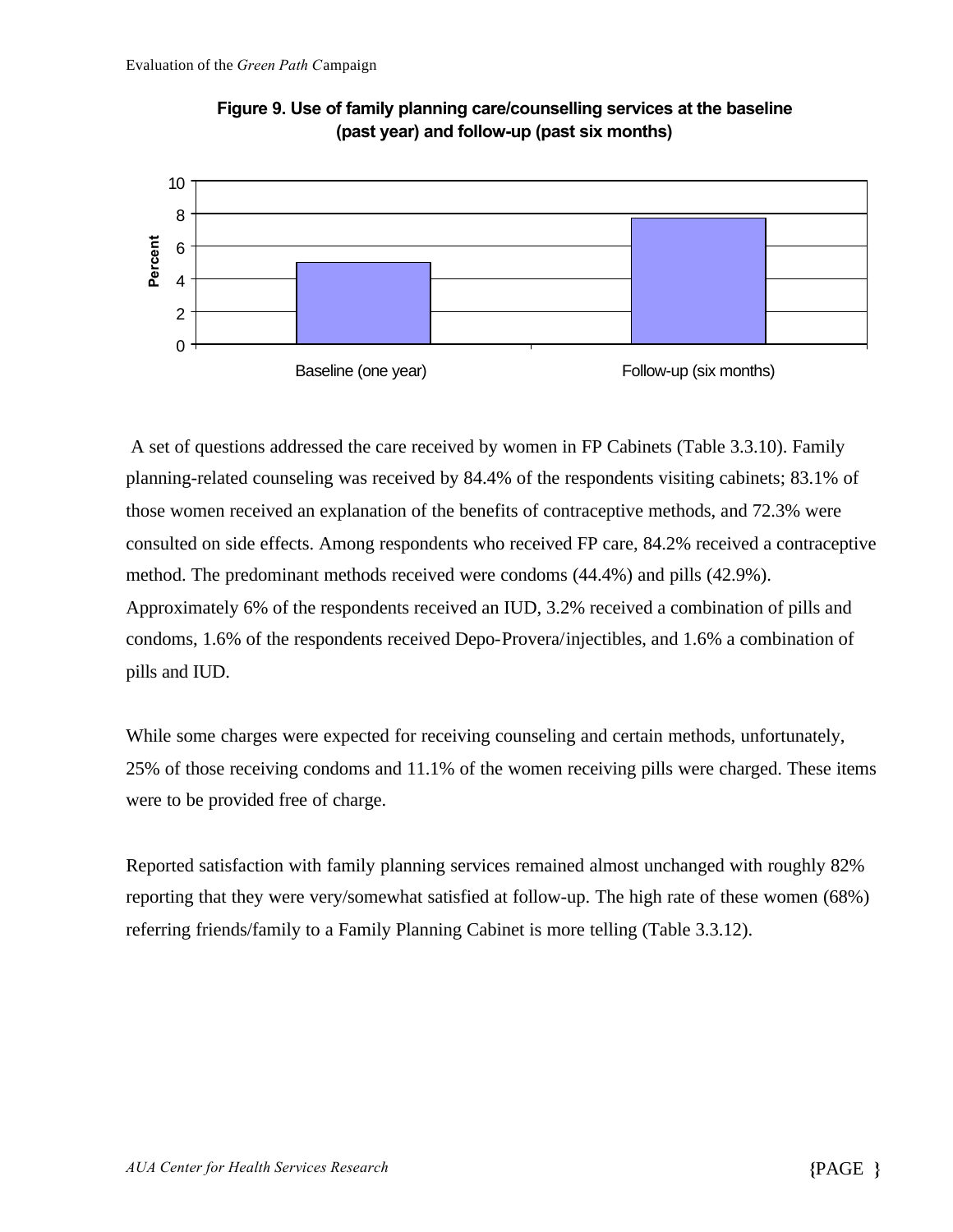**Figure 9. Use of family planning care/counselling services at the baseline (past year) and follow-up (past six months)**

A set of questions addressed the care received by women in FP Cabinets (Table 3.3.10). Family planning-related counseling was received by 84.4% of the respondents visiting cabinets; 83.1% of those women received an explanation of the benefits of contraceptive methods, and 72.3% were consulted on side effects. Among respondents who received FP care, 84.2% received a contraceptive method. The predominant methods received were condoms (44.4%) and pills (42.9%). Approximately 6% of the respondents received an IUD, 3.2% received a combination of pills and condoms, 1.6% of the respondents received Depo-Provera/injectibles, and 1.6% a combination of pills and IUD.

While some charges were expected for receiving counseling and certain methods, unfortunately, 25% of those receiving condoms and 11.1% of the women receiving pills were charged. These items were to be provided free of charge.

Reported satisfaction with family planning services remained almost unchanged with roughly 82% reporting that they were very/somewhat satisfied at follow-up. The high rate of these women (68%) referring friends/family to a Family Planning Cabinet is more telling (Table 3.3.12).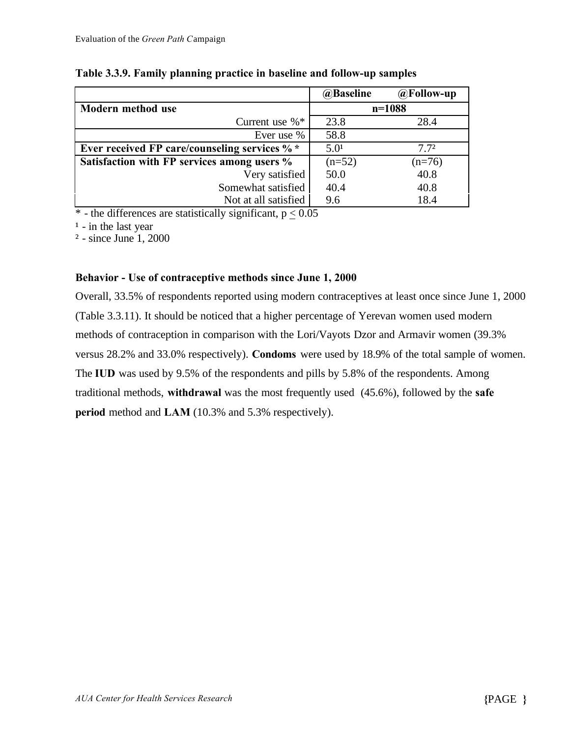**Table 3.3.9. Family planning practice in baseline and follow-up samples**

| | @Baseline | @Follow-up |
|---|---|---|
| **Modern method use** | n=1088 | |
| Current use %* | 23.8 | 28.4 |
| Ever use % | 58.8 | |
| **Ever received FP care/counseling services % \*** | 5.0[1] | 7.7[2] |
| **Satisfaction with FP services among users %** | (n=52) | (n=76) |
| Very satisfied | 50.0 | 40.8 |
| Somewhat satisfied | 40.4 | 40.8 |
| Not at all satisfied | 9.6 | 18.4 |

\* - the differences are statistically significant, $p \leq 0.05$

[1] - in the last year

[2] - since June 1, 2000

**Behavior - Use of contraceptive methods since June 1, 2000**

Overall, 33.5% of respondents reported using modern contraceptives at least once since June 1, 2000 (Table 3.3.11). It should be noticed that a higher percentage of Yerevan women used modern methods of contraception in comparison with the Lori/Vayots Dzor and Armavir women (39.3% versus 28.2% and 33.0% respectively). **Condoms** were used by 18.9% of the total sample of women. The **IUD** was used by 9.5% of the respondents and pills by 5.8% of the respondents. Among traditional methods, **withdrawal** was the most frequently used (45.6%), followed by the **safe period** method and **LAM** (10.3% and 5.3% respectively).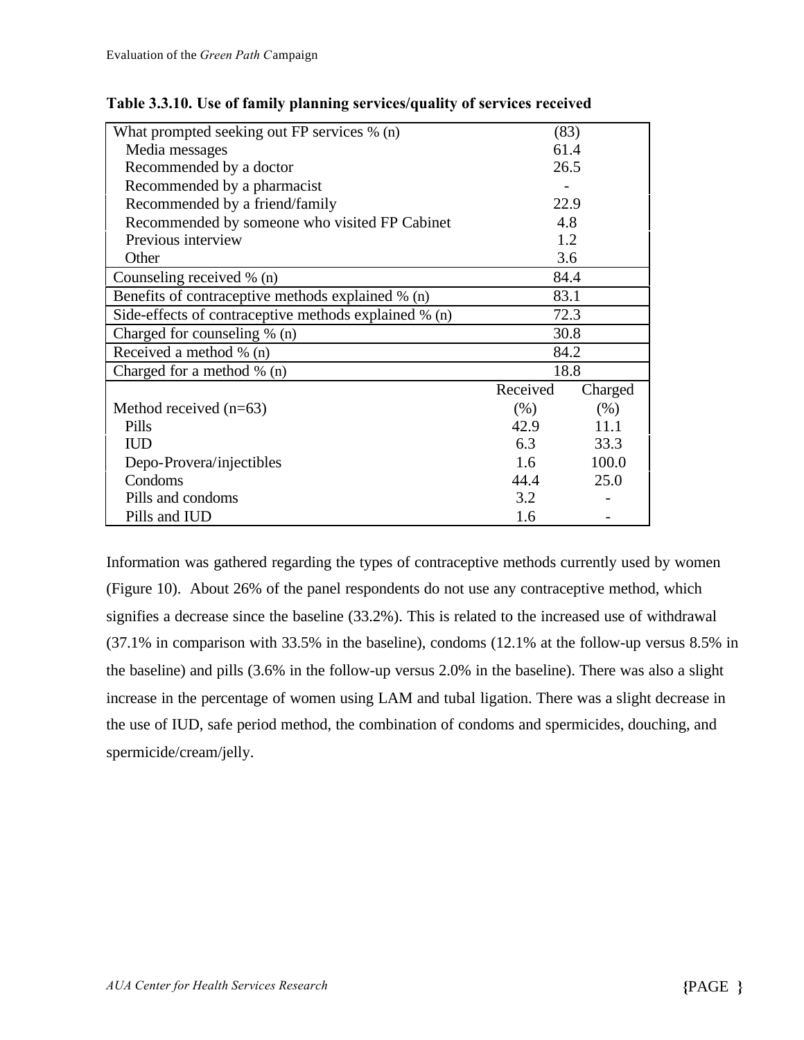**Table 3.3.10. Use of family planning services/quality of services received**

| | | |
|---|---|---|
| What prompted seeking out FP services % (n) | (83) | |
| Media messages | 61.4 | |
| Recommended by a doctor | 26.5 | |
| Recommended by a pharmacist | - | |
| Recommended by a friend/family | 22.9 | |
| Recommended by someone who visited FP Cabinet | 4.8 | |
| Previous interview | 1.2 | |
| Other | 3.6 | |
| Counseling received % (n) | 84.4 | |
| Benefits of contraceptive methods explained % (n) | 83.1 | |
| Side-effects of contraceptive methods explained % (n) | 72.3 | |
| Charged for counseling % (n) | 30.8 | |
| Received a method % (n) | 84.2 | |
| Charged for a method % (n) | 18.8 | |
| Method received (n=63) | Received (%) | Charged (%) |
| Pills | 42.9 | 11.1 |
| IUD | 6.3 | 33.3 |
| Depo-Provera/injectibles | 1.6 | 100.0 |
| Condoms | 44.4 | 25.0 |
| Pills and condoms | 3.2 | - |
| Pills and IUD | 1.6 | - |

Information was gathered regarding the types of contraceptive methods currently used by women (Figure 10). About 26% of the panel respondents do not use any contraceptive method, which signifies a decrease since the baseline (33.2%). This is related to the increased use of withdrawal (37.1% in comparison with 33.5% in the baseline), condoms (12.1% at the follow-up versus 8.5% in the baseline) and pills (3.6% in the follow-up versus 2.0% in the baseline). There was also a slight increase in the percentage of women using LAM and tubal ligation. There was a slight decrease in the use of IUD, safe period method, the combination of condoms and spermicides, douching, and spermicide/cream/jelly.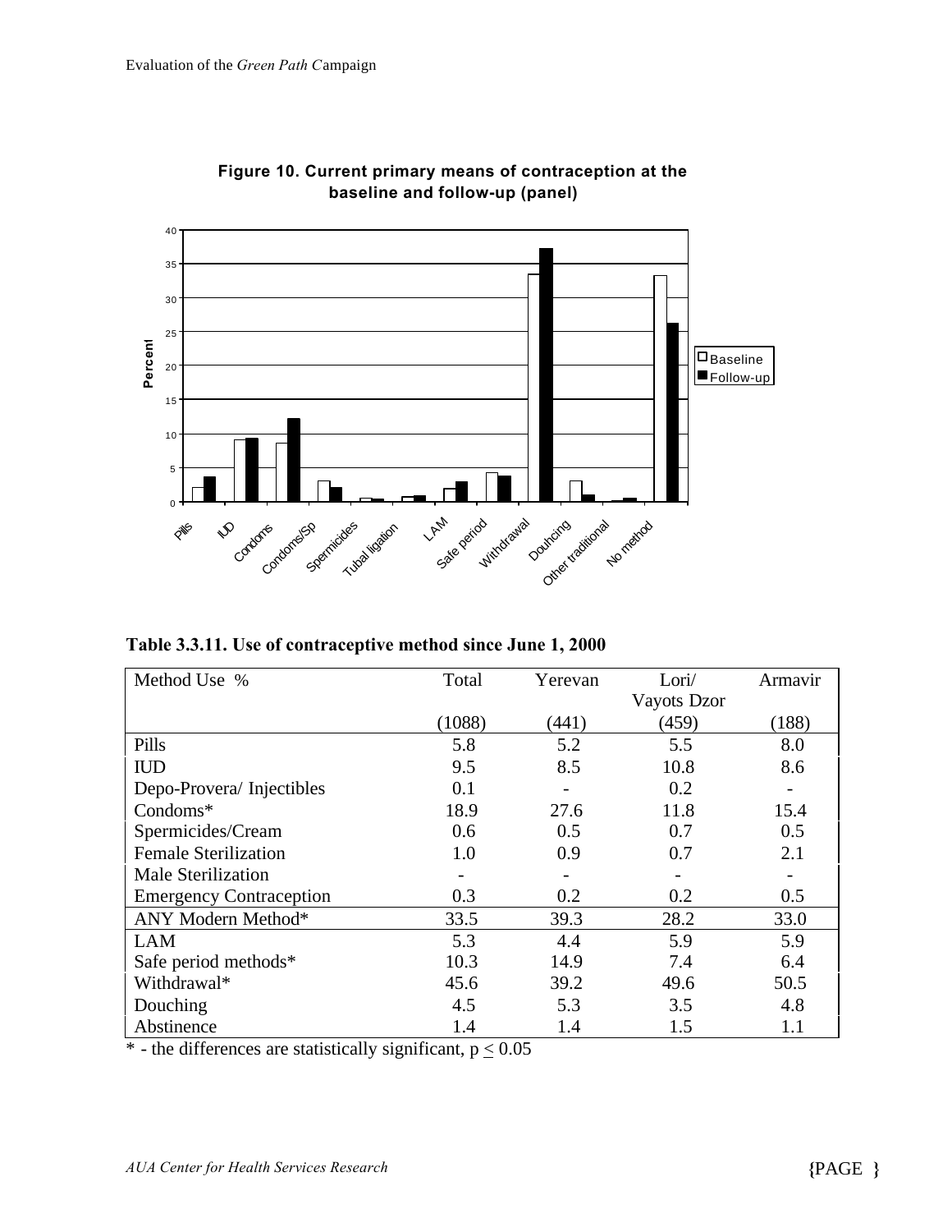**Figure 10. Current primary means of contraception at the baseline and follow-up (panel)**

**Table 3.3.11. Use of contraceptive method since June 1, 2000**

| Method Use % | Total (1088) | Yerevan (441) | Lori/ Vayots Dzor (459) | Armavir (188) |
|---|---|---|---|---|
| Pills | 5.8 | 5.2 | 5.5 | 8.0 |
| IUD | 9.5 | 8.5 | 10.8 | 8.6 |
| Depo-Provera/ Injectibles | 0.1 | - | 0.2 | - |
| Condoms* | 18.9 | 27.6 | 11.8 | 15.4 |
| Spermicides/Cream | 0.6 | 0.5 | 0.7 | 0.5 |
| Female Sterilization | 1.0 | 0.9 | 0.7 | 2.1 |
| Male Sterilization | - | - | - | - |
| Emergency Contraception | 0.3 | 0.2 | 0.2 | 0.5 |
| ANY Modern Method* | 33.5 | 39.3 | 28.2 | 33.0 |
| LAM | 5.3 | 4.4 | 5.9 | 5.9 |
| Safe period methods* | 10.3 | 14.9 | 7.4 | 6.4 |
| Withdrawal* | 45.6 | 39.2 | 49.6 | 50.5 |
| Douching | 4.5 | 5.3 | 3.5 | 4.8 |
| Abstinence | 1.4 | 1.4 | 1.5 | 1.1 |

\* - the differences are statistically significant, $p \leq 0.05$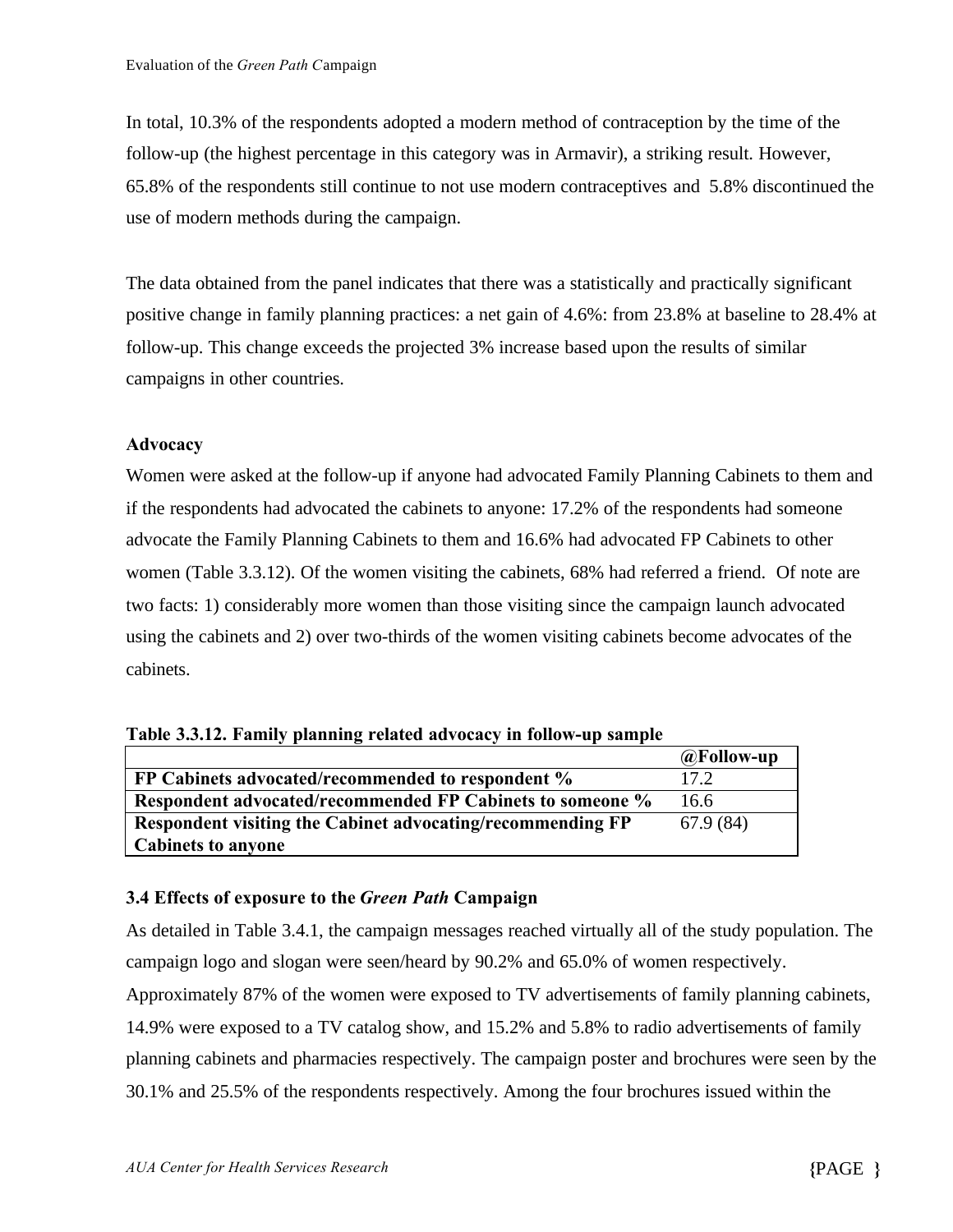In total, 10.3% of the respondents adopted a modern method of contraception by the time of the follow-up (the highest percentage in this category was in Armavir), a striking result. However, 65.8% of the respondents still continue to not use modern contraceptives and 5.8% discontinued the use of modern methods during the campaign.

The data obtained from the panel indicates that there was a statistically and practically significant positive change in family planning practices: a net gain of 4.6%: from 23.8% at baseline to 28.4% at follow-up. This change exceeds the projected 3% increase based upon the results of similar campaigns in other countries.

**Advocacy**

Women were asked at the follow-up if anyone had advocated Family Planning Cabinets to them and if the respondents had advocated the cabinets to anyone: 17.2% of the respondents had someone advocate the Family Planning Cabinets to them and 16.6% had advocated FP Cabinets to other women (Table 3.3.12). Of the women visiting the cabinets, 68% had referred a friend. Of note are two facts: 1) considerably more women than those visiting since the campaign launch advocated using the cabinets and 2) over two-thirds of the women visiting cabinets become advocates of the cabinets.

**Table 3.3.12. Family planning related advocacy in follow-up sample**

| | **@Follow-up** |
|---|---|
| **FP Cabinets advocated/recommended to respondent %** | 17.2 |
| **Respondent advocated/recommended FP Cabinets to someone %** | 16.6 |
| **Respondent visiting the Cabinet advocating/recommending FP Cabinets to anyone** | 67.9 (84) |

### 3.4 Effects of exposure to the *Green Path* Campaign

As detailed in Table 3.4.1, the campaign messages reached virtually all of the study population. The campaign logo and slogan were seen/heard by 90.2% and 65.0% of women respectively. Approximately 87% of the women were exposed to TV advertisements of family planning cabinets, 14.9% were exposed to a TV catalog show, and 15.2% and 5.8% to radio advertisements of family planning cabinets and pharmacies respectively. The campaign poster and brochures were seen by the 30.1% and 25.5% of the respondents respectively. Among the four brochures issued within the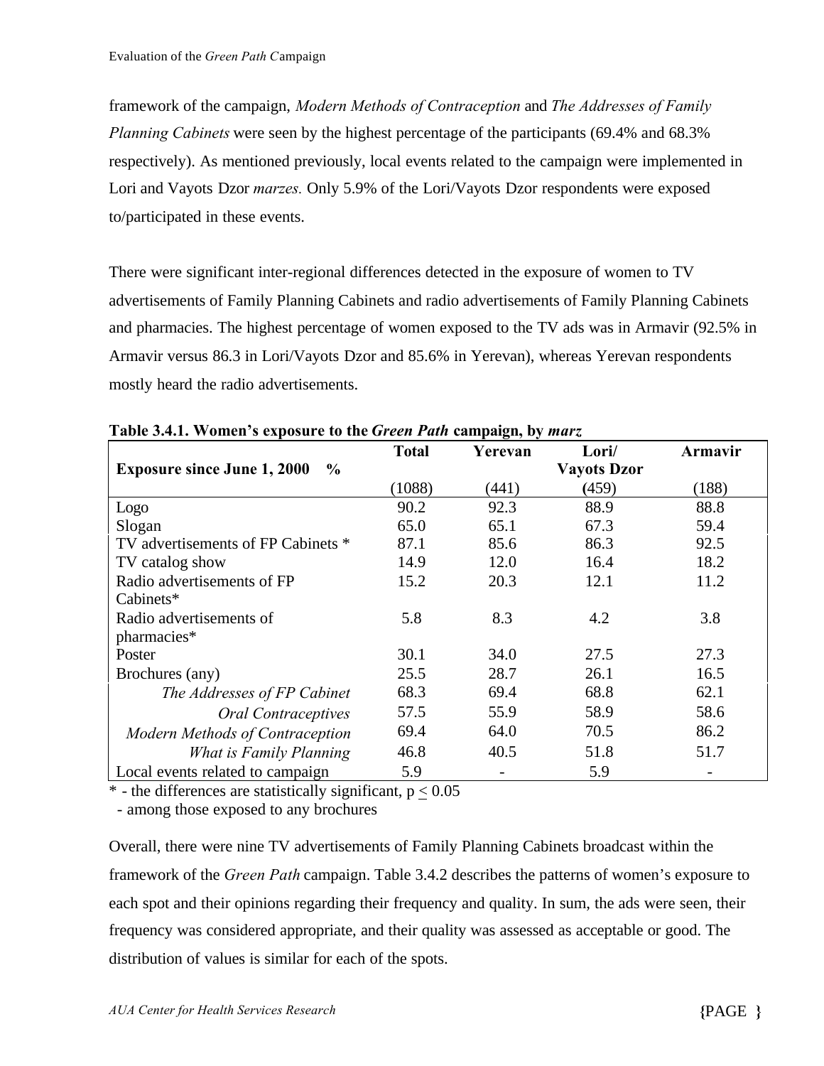framework of the campaign, *Modern Methods of Contraception* and *The Addresses of Family Planning Cabinets* were seen by the highest percentage of the participants (69.4% and 68.3% respectively). As mentioned previously, local events related to the campaign were implemented in Lori and Vayots Dzor *marzes.* Only 5.9% of the Lori/Vayots Dzor respondents were exposed to/participated in these events.

There were significant inter-regional differences detected in the exposure of women to TV advertisements of Family Planning Cabinets and radio advertisements of Family Planning Cabinets and pharmacies. The highest percentage of women exposed to the TV ads was in Armavir (92.5% in Armavir versus 86.3 in Lori/Vayots Dzor and 85.6% in Yerevan), whereas Yerevan respondents mostly heard the radio advertisements.

**Table 3.4.1. Women's exposure to the *Green Path* campaign, by *marz***

| Exposure since June 1, 2000 % | Total | Yerevan | Lori/ Vayots Dzor | Armavir |
|---|---|---|---|---|
| | (1088) | (441) | (459) | (188) |
| Logo | 90.2 | 92.3 | 88.9 | 88.8 |
| Slogan | 65.0 | 65.1 | 67.3 | 59.4 |
| TV advertisements of FP Cabinets * | 87.1 | 85.6 | 86.3 | 92.5 |
| TV catalog show | 14.9 | 12.0 | 16.4 | 18.2 |
| Radio advertisements of FP Cabinets* | 15.2 | 20.3 | 12.1 | 11.2 |
| Radio advertisements of pharmacies* | 5.8 | 8.3 | 4.2 | 3.8 |
| Poster | 30.1 | 34.0 | 27.5 | 27.3 |
| Brochures (any) | 25.5 | 28.7 | 26.1 | 16.5 |
| *The Addresses of FP Cabinet* | 68.3 | 69.4 | 68.8 | 62.1 |
| *Oral Contraceptives* | 57.5 | 55.9 | 58.9 | 58.6 |
| *Modern Methods of Contraception* | 69.4 | 64.0 | 70.5 | 86.2 |
| *What is Family Planning* | 46.8 | 40.5 | 51.8 | 51.7 |
| Local events related to campaign | 5.9 | - | 5.9 | - |

\* - the differences are statistically significant, $p \leq 0.05$

- among those exposed to any brochures

Overall, there were nine TV advertisements of Family Planning Cabinets broadcast within the framework of the *Green Path* campaign. Table 3.4.2 describes the patterns of women's exposure to each spot and their opinions regarding their frequency and quality. In sum, the ads were seen, their frequency was considered appropriate, and their quality was assessed as acceptable or good. The distribution of values is similar for each of the spots.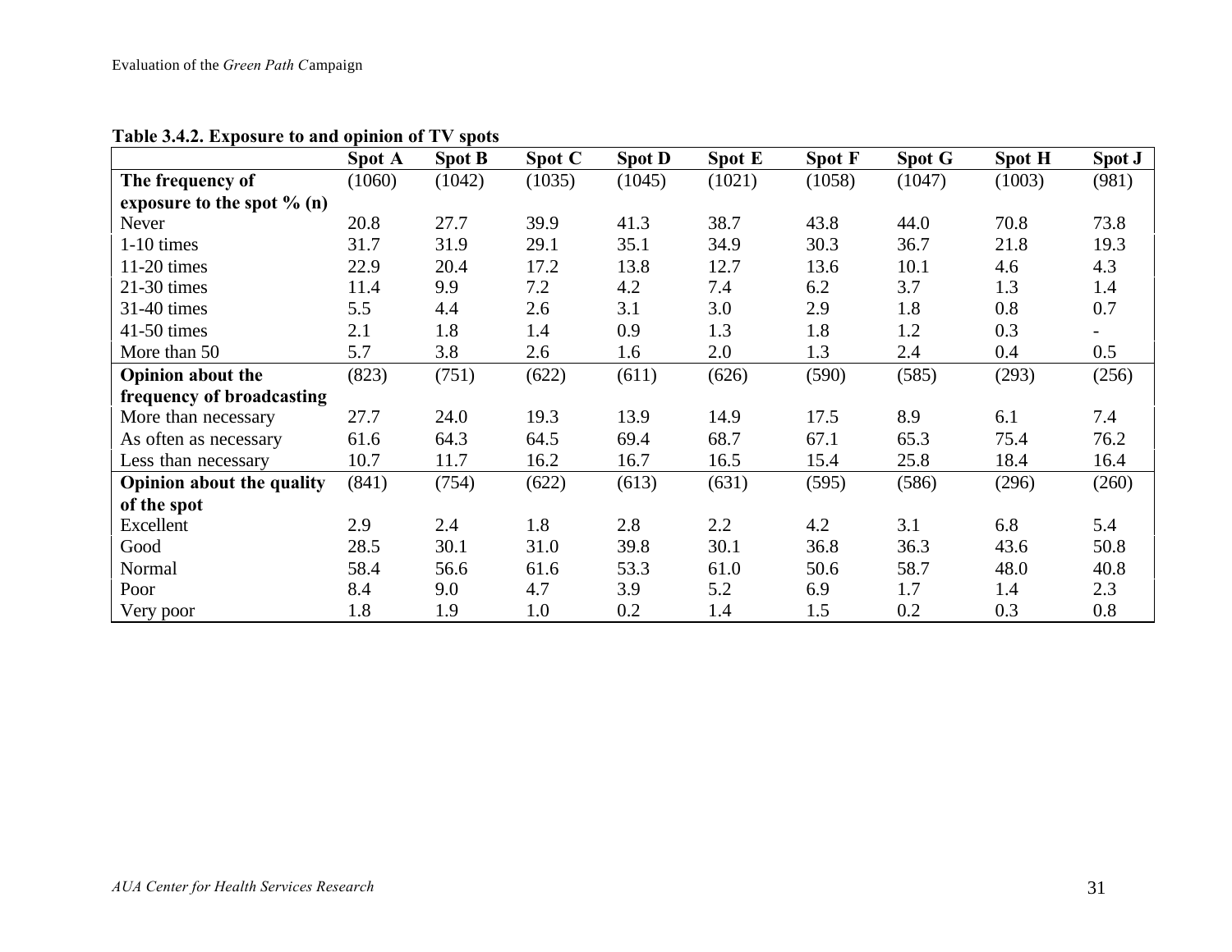**Table 3.4.2. Exposure to and opinion of TV spots**

| | Spot A | Spot B | Spot C | Spot D | Spot E | Spot F | Spot G | Spot H | Spot J |
|---|---|---|---|---|---|---|---|---|---|
| **The frequency of exposure to the spot % (n)** | (1060) | (1042) | (1035) | (1045) | (1021) | (1058) | (1047) | (1003) | (981) |
| Never | 20.8 | 27.7 | 39.9 | 41.3 | 38.7 | 43.8 | 44.0 | 70.8 | 73.8 |
| 1-10 times | 31.7 | 31.9 | 29.1 | 35.1 | 34.9 | 30.3 | 36.7 | 21.8 | 19.3 |
| 11-20 times | 22.9 | 20.4 | 17.2 | 13.8 | 12.7 | 13.6 | 10.1 | 4.6 | 4.3 |
| 21-30 times | 11.4 | 9.9 | 7.2 | 4.2 | 7.4 | 6.2 | 3.7 | 1.3 | 1.4 |
| 31-40 times | 5.5 | 4.4 | 2.6 | 3.1 | 3.0 | 2.9 | 1.8 | 0.8 | 0.7 |
| 41-50 times | 2.1 | 1.8 | 1.4 | 0.9 | 1.3 | 1.8 | 1.2 | 0.3 | - |
| More than 50 | 5.7 | 3.8 | 2.6 | 1.6 | 2.0 | 1.3 | 2.4 | 0.4 | 0.5 |
| **Opinion about the frequency of broadcasting** | (823) | (751) | (622) | (611) | (626) | (590) | (585) | (293) | (256) |
| More than necessary | 27.7 | 24.0 | 19.3 | 13.9 | 14.9 | 17.5 | 8.9 | 6.1 | 7.4 |
| As often as necessary | 61.6 | 64.3 | 64.5 | 69.4 | 68.7 | 67.1 | 65.3 | 75.4 | 76.2 |
| Less than necessary | 10.7 | 11.7 | 16.2 | 16.7 | 16.5 | 15.4 | 25.8 | 18.4 | 16.4 |
| **Opinion about the quality of the spot** | (841) | (754) | (622) | (613) | (631) | (595) | (586) | (296) | (260) |
| Excellent | 2.9 | 2.4 | 1.8 | 2.8 | 2.2 | 4.2 | 3.1 | 6.8 | 5.4 |
| Good | 28.5 | 30.1 | 31.0 | 39.8 | 30.1 | 36.8 | 36.3 | 43.6 | 50.8 |
| Normal | 58.4 | 56.6 | 61.6 | 53.3 | 61.0 | 50.6 | 58.7 | 48.0 | 40.8 |
| Poor | 8.4 | 9.0 | 4.7 | 3.9 | 5.2 | 6.9 | 1.7 | 1.4 | 2.3 |
| Very poor | 1.8 | 1.9 | 1.0 | 0.2 | 1.4 | 1.5 | 0.2 | 0.3 | 0.8 |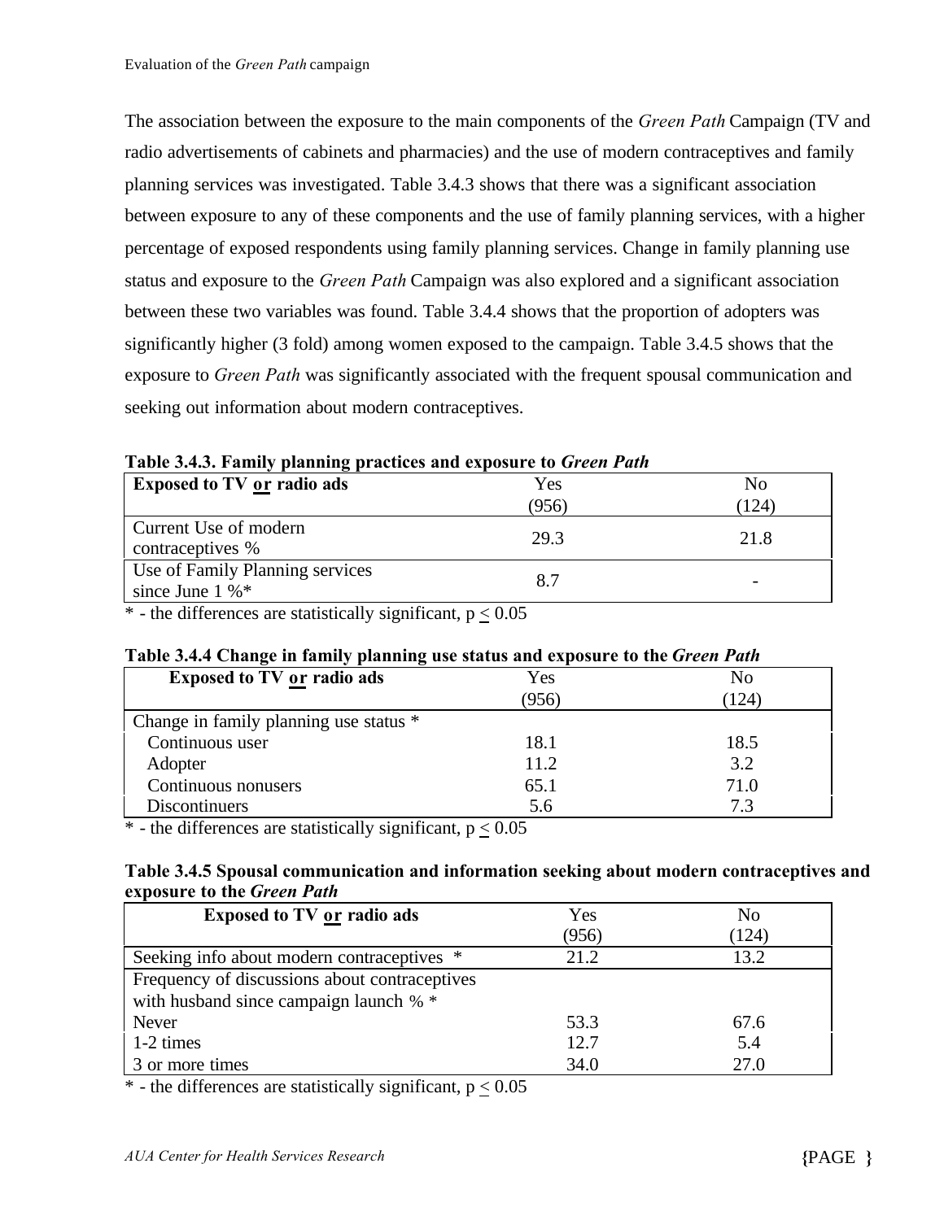The association between the exposure to the main components of the *Green Path* Campaign (TV and radio advertisements of cabinets and pharmacies) and the use of modern contraceptives and family planning services was investigated. Table 3.4.3 shows that there was a significant association between exposure to any of these components and the use of family planning services, with a higher percentage of exposed respondents using family planning services. Change in family planning use status and exposure to the *Green Path* Campaign was also explored and a significant association between these two variables was found. Table 3.4.4 shows that the proportion of adopters was significantly higher (3 fold) among women exposed to the campaign. Table 3.4.5 shows that the exposure to *Green Path* was significantly associated with the frequent spousal communication and seeking out information about modern contraceptives.

**Table 3.4.3. Family planning practices and exposure to *Green Path***

| **Exposed to TV or radio ads** | Yes (956) | No (124) |
|---|---|---|
| Current Use of modern contraceptives % | 29.3 | 21.8 |
| Use of Family Planning services since June 1 %* | 8.7 | - |

\* - the differences are statistically significant, $p \leq 0.05$

**Table 3.4.4 Change in family planning use status and exposure to the *Green Path***

| **Exposed to TV or radio ads** | Yes (956) | No (124) |
|---|---|---|
| Change in family planning use status * | | |
| Continuous user | 18.1 | 18.5 |
| Adopter | 11.2 | 3.2 |
| Continuous nonusers | 65.1 | 71.0 |
| Discontinuers | 5.6 | 7.3 |

\* - the differences are statistically significant, $p \leq 0.05$

**Table 3.4.5 Spousal communication and information seeking about modern contraceptives and exposure to the *Green Path***

| **Exposed to TV or radio ads** | Yes (956) | No (124) |
|---|---|---|
| Seeking info about modern contraceptives * | 21.2 | 13.2 |
| Frequency of discussions about contraceptives with husband since campaign launch % * | | |
| Never | 53.3 | 67.6 |
| 1-2 times | 12.7 | 5.4 |
| 3 or more times | 34.0 | 27.0 |

\* - the differences are statistically significant, $p \leq 0.05$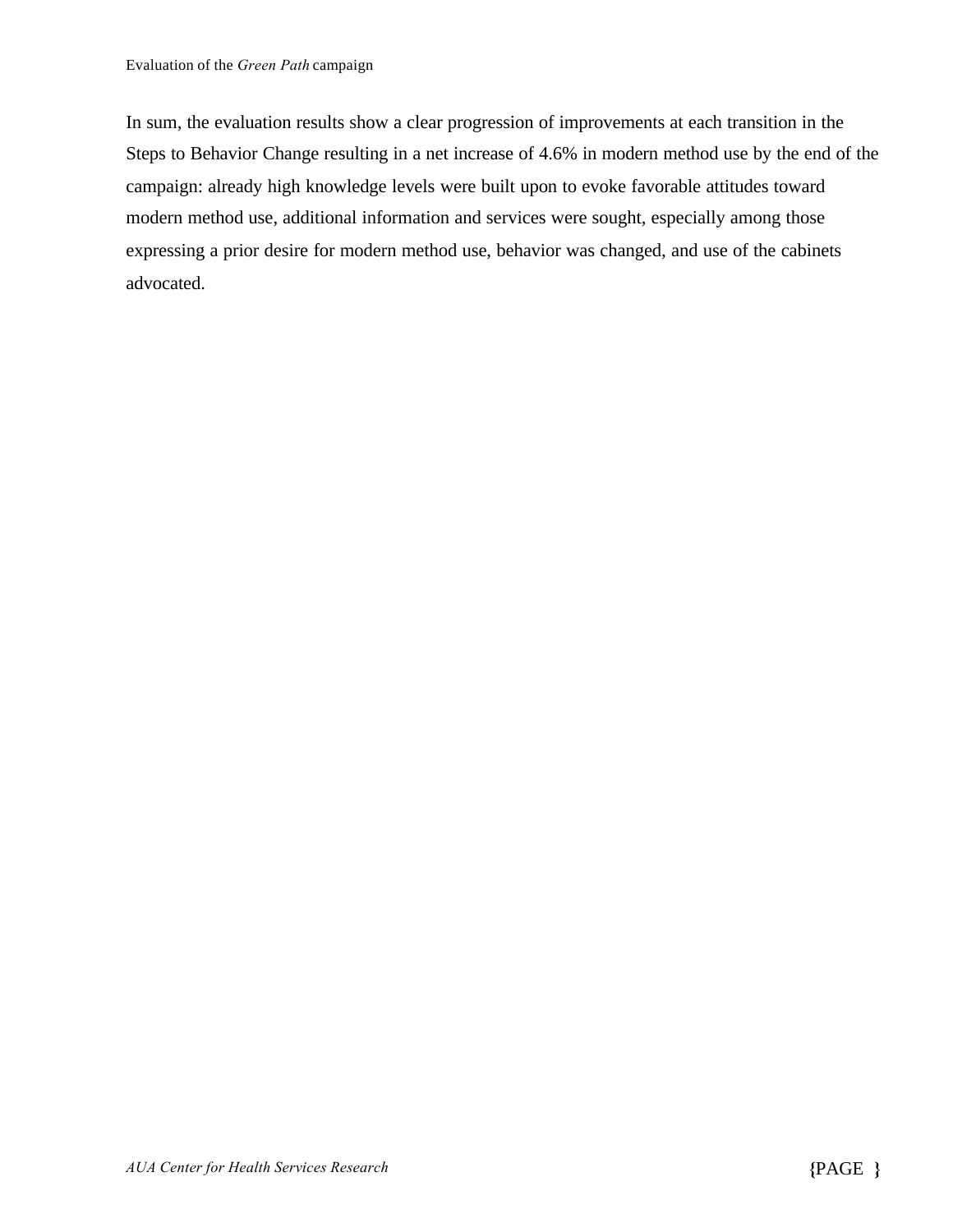In sum, the evaluation results show a clear progression of improvements at each transition in the Steps to Behavior Change resulting in a net increase of 4.6% in modern method use by the end of the campaign: already high knowledge levels were built upon to evoke favorable attitudes toward modern method use, additional information and services were sought, especially among those expressing a prior desire for modern method use, behavior was changed, and use of the cabinets advocated.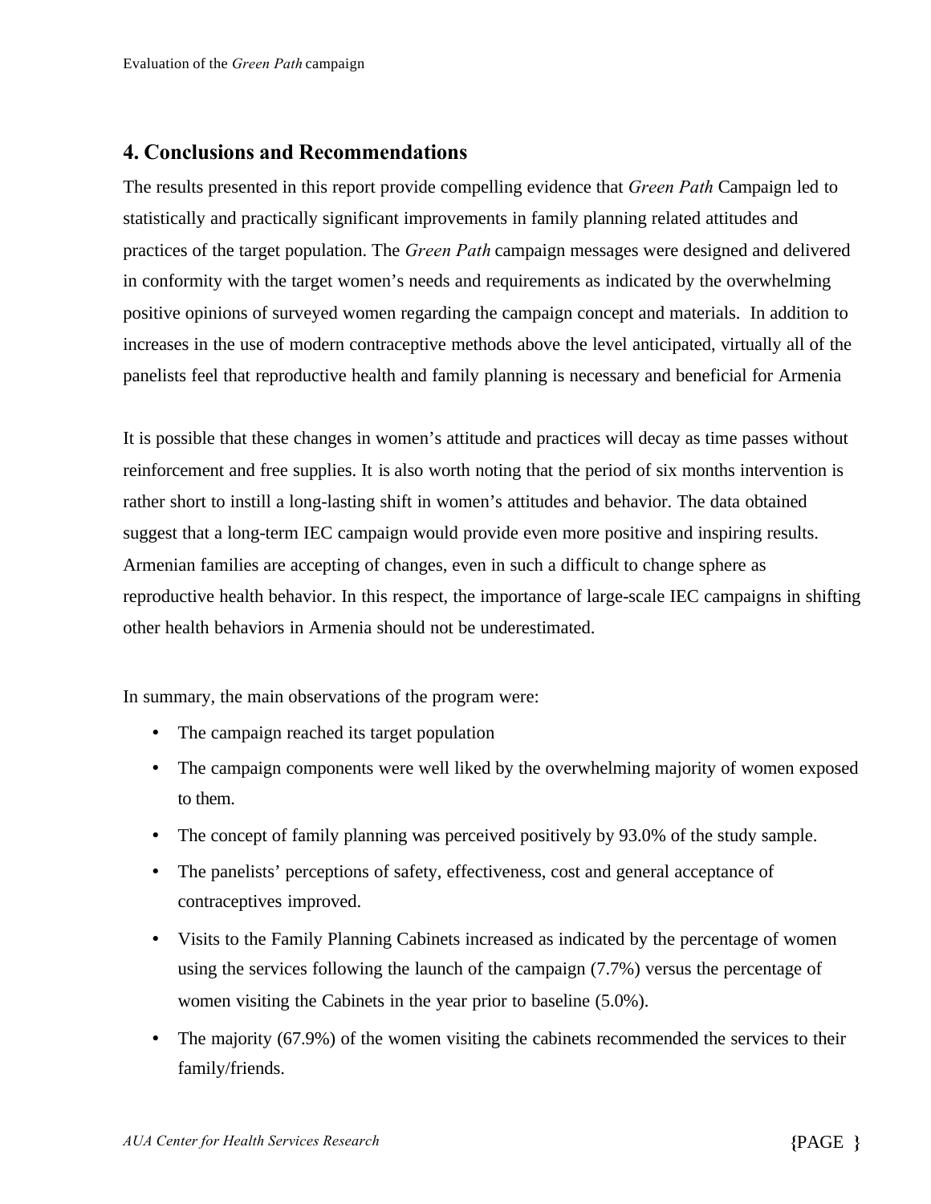## 4. Conclusions and Recommendations

The results presented in this report provide compelling evidence that *Green Path* Campaign led to statistically and practically significant improvements in family planning related attitudes and practices of the target population. The *Green Path* campaign messages were designed and delivered in conformity with the target women's needs and requirements as indicated by the overwhelming positive opinions of surveyed women regarding the campaign concept and materials. In addition to increases in the use of modern contraceptive methods above the level anticipated, virtually all of the panelists feel that reproductive health and family planning is necessary and beneficial for Armenia

It is possible that these changes in women's attitude and practices will decay as time passes without reinforcement and free supplies. It is also worth noting that the period of six months intervention is rather short to instill a long-lasting shift in women's attitudes and behavior. The data obtained suggest that a long-term IEC campaign would provide even more positive and inspiring results. Armenian families are accepting of changes, even in such a difficult to change sphere as reproductive health behavior. In this respect, the importance of large-scale IEC campaigns in shifting other health behaviors in Armenia should not be underestimated.

In summary, the main observations of the program were:

- The campaign reached its target population
- The campaign components were well liked by the overwhelming majority of women exposed to them.
- The concept of family planning was perceived positively by 93.0% of the study sample.
- The panelists' perceptions of safety, effectiveness, cost and general acceptance of contraceptives improved.
- Visits to the Family Planning Cabinets increased as indicated by the percentage of women using the services following the launch of the campaign (7.7%) versus the percentage of women visiting the Cabinets in the year prior to baseline (5.0%).
- The majority (67.9%) of the women visiting the cabinets recommended the services to their family/friends.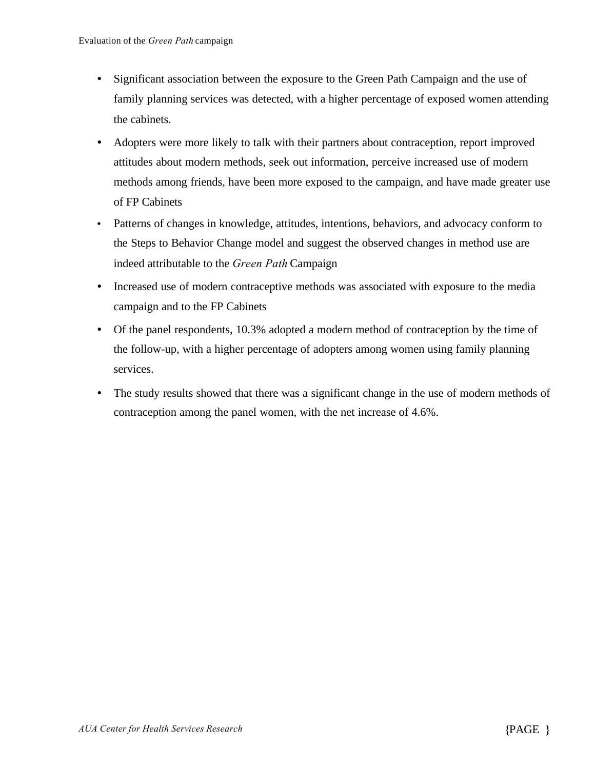- Significant association between the exposure to the Green Path Campaign and the use of family planning services was detected, with a higher percentage of exposed women attending the cabinets.
- Adopters were more likely to talk with their partners about contraception, report improved attitudes about modern methods, seek out information, perceive increased use of modern methods among friends, have been more exposed to the campaign, and have made greater use of FP Cabinets
- Patterns of changes in knowledge, attitudes, intentions, behaviors, and advocacy conform to the Steps to Behavior Change model and suggest the observed changes in method use are indeed attributable to the *Green Path* Campaign
- Increased use of modern contraceptive methods was associated with exposure to the media campaign and to the FP Cabinets
- Of the panel respondents, 10.3% adopted a modern method of contraception by the time of the follow-up, with a higher percentage of adopters among women using family planning services.
- The study results showed that there was a significant change in the use of modern methods of contraception among the panel women, with the net increase of 4.6%.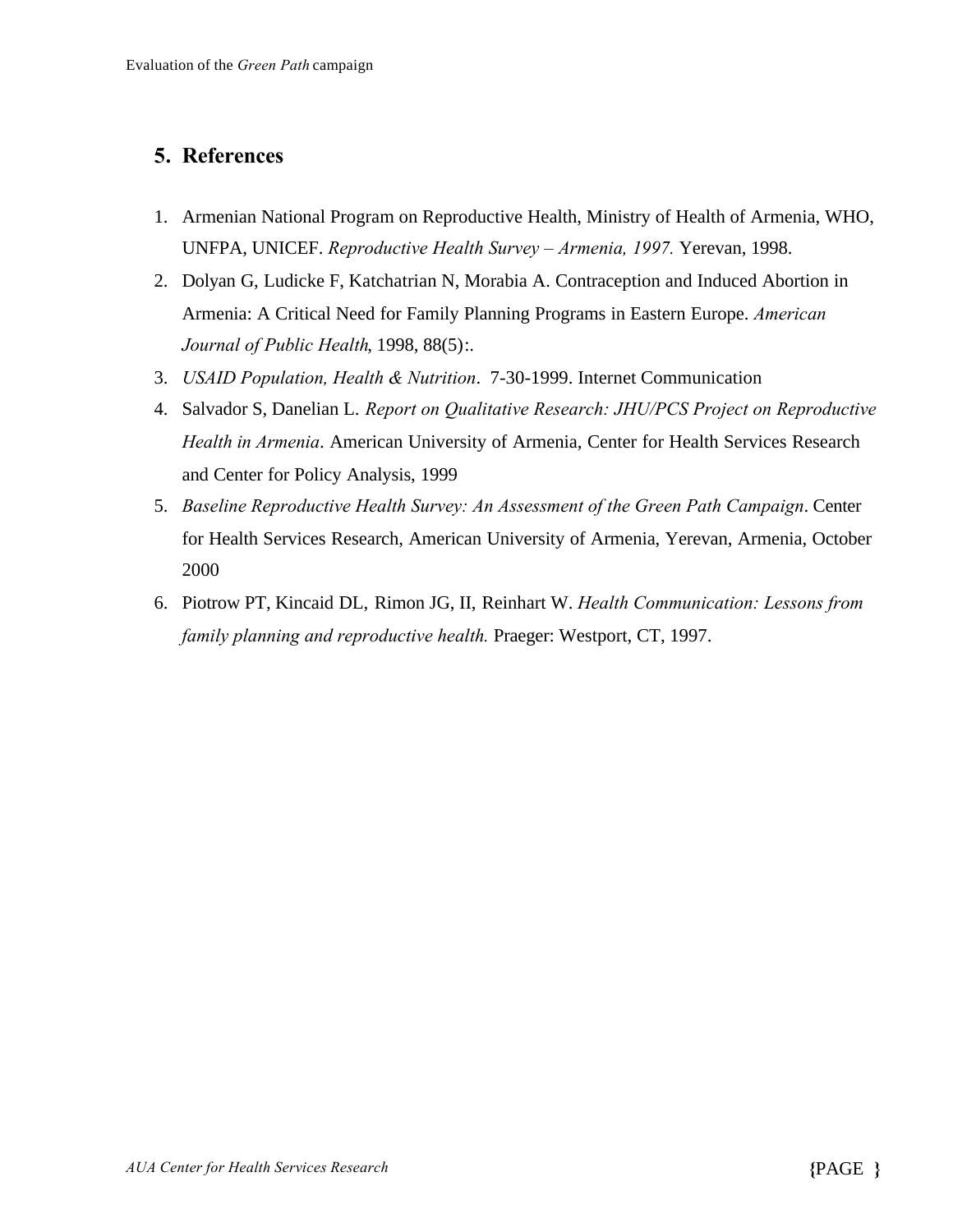## 5. References

1. Armenian National Program on Reproductive Health, Ministry of Health of Armenia, WHO, UNFPA, UNICEF. *Reproductive Health Survey – Armenia, 1997.* Yerevan, 1998.
2. Dolyan G, Ludicke F, Katchatrian N, Morabia A. Contraception and Induced Abortion in Armenia: A Critical Need for Family Planning Programs in Eastern Europe. *American Journal of Public Health*, 1998, 88(5):.
3. *USAID Population, Health & Nutrition*. 7-30-1999. Internet Communication
4. Salvador S, Danelian L. *Report on Qualitative Research: JHU/PCS Project on Reproductive Health in Armenia*. American University of Armenia, Center for Health Services Research and Center for Policy Analysis, 1999
5. *Baseline Reproductive Health Survey: An Assessment of the Green Path Campaign*. Center for Health Services Research, American University of Armenia, Yerevan, Armenia, October 2000
6. Piotrow PT, Kincaid DL, Rimon JG, II, Reinhart W. *Health Communication: Lessons from family planning and reproductive health.* Praeger: Westport, CT, 1997.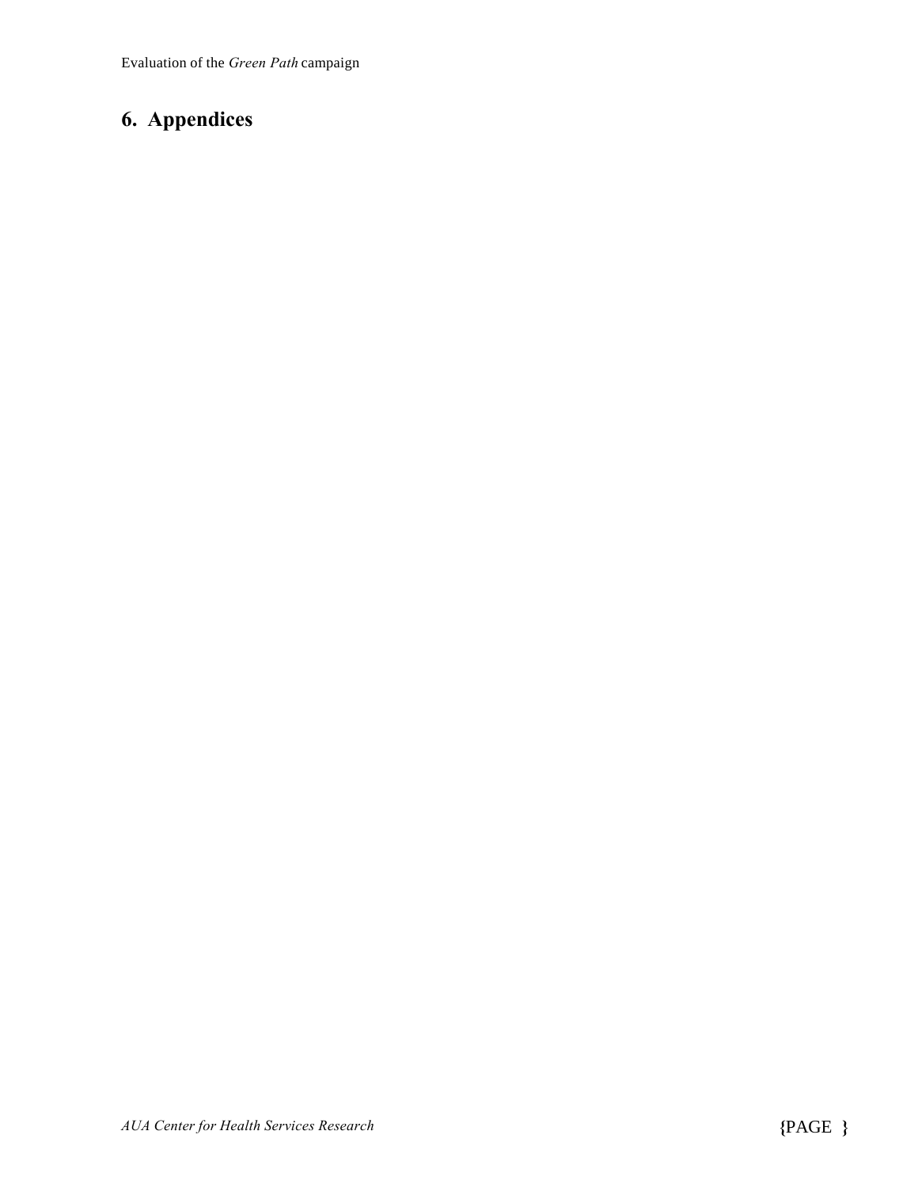# 6. Appendices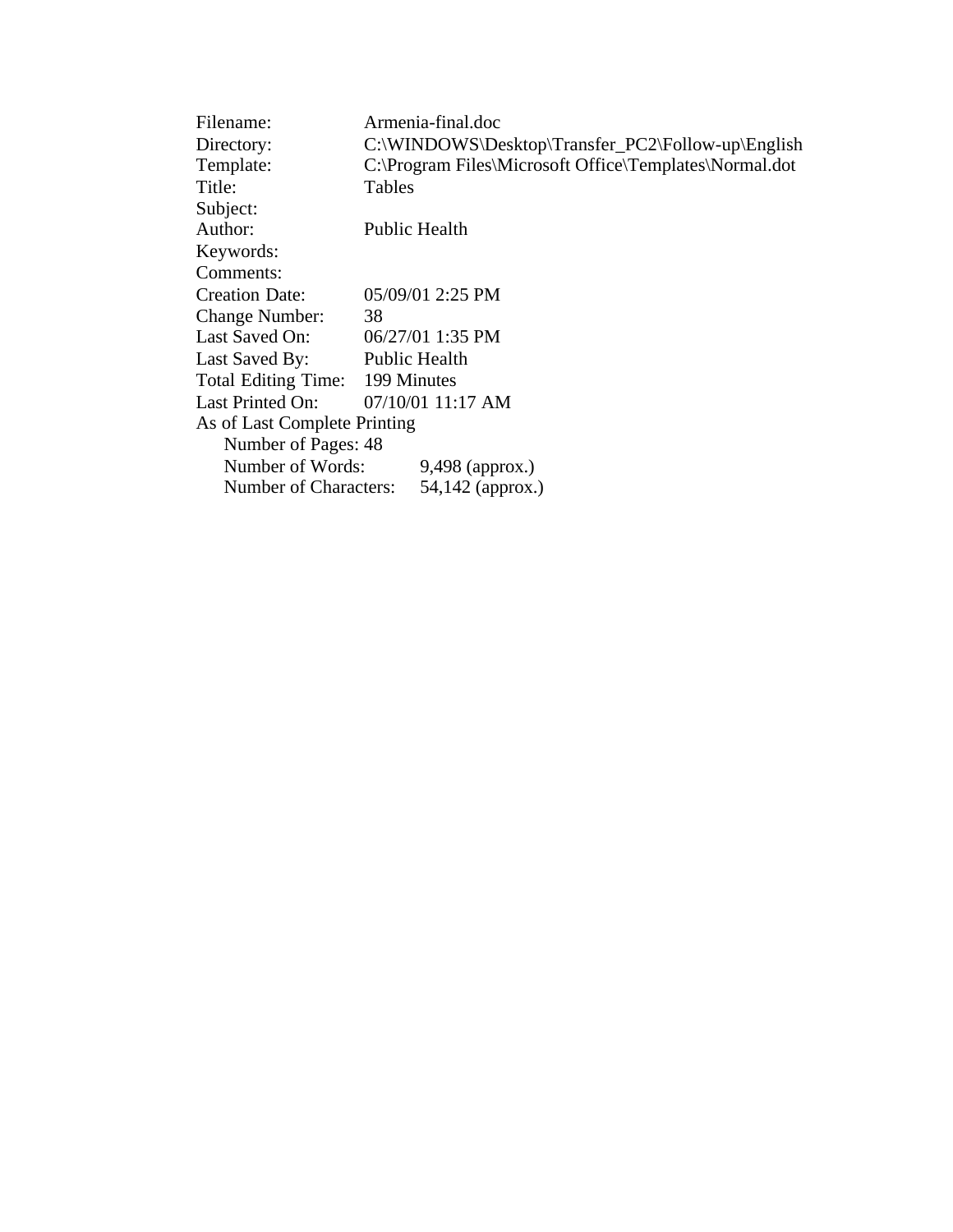| | |
|---|---|
| Filename: | Armenia-final.doc |
| Directory: | C:\WINDOWS\Desktop\Transfer_PC2\Follow-up\English |
| Template: | C:\Program Files\Microsoft Office\Templates\Normal.dot |
| Title: | Tables |
| Subject: | |
| Author: | Public Health |
| Keywords: | |
| Comments: | |
| Creation Date: | 05/09/01 2:25 PM |
| Change Number: | 38 |
| Last Saved On: | 06/27/01 1:35 PM |
| Last Saved By: | Public Health |
| Total Editing Time: | 199 Minutes |
| Last Printed On: | 07/10/01 11:17 AM |

As of Last Complete Printing

Number of Pages: 48

Number of Words: 9,498 (approx.)

Number of Characters: 54,142 (approx.)